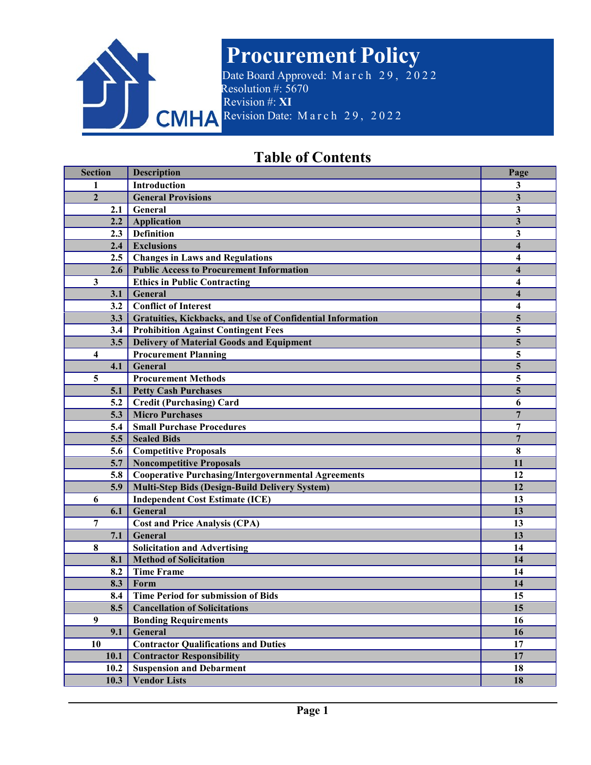# Procurement Policy

Date Board Approved: March 29, 2022
Resolution #: 5670
Revision #: **XI**
Revision Date: March 29, 2022

CMHA

## Table of Contents

| Section | Description | Page |
|---|---|---|
| 1 | Introduction | 3 |
| 2 | General Provisions | 3 |
| 2.1 | General | 3 |
| 2.2 | Application | 3 |
| 2.3 | Definition | 3 |
| 2.4 | Exclusions | 4 |
| 2.5 | Changes in Laws and Regulations | 4 |
| 2.6 | Public Access to Procurement Information | 4 |
| 3 | Ethics in Public Contracting | 4 |
| 3.1 | General | 4 |
| 3.2 | Conflict of Interest | 4 |
| 3.3 | Gratuities, Kickbacks, and Use of Confidential Information | 5 |
| 3.4 | Prohibition Against Contingent Fees | 5 |
| 3.5 | Delivery of Material Goods and Equipment | 5 |
| 4 | Procurement Planning | 5 |
| 4.1 | General | 5 |
| 5 | Procurement Methods | 5 |
| 5.1 | Petty Cash Purchases | 5 |
| 5.2 | Credit (Purchasing) Card | 6 |
| 5.3 | Micro Purchases | 7 |
| 5.4 | Small Purchase Procedures | 7 |
| 5.5 | Sealed Bids | 7 |
| 5.6 | Competitive Proposals | 8 |
| 5.7 | Noncompetitive Proposals | 11 |
| 5.8 | Cooperative Purchasing/Intergovernmental Agreements | 12 |
| 5.9 | Multi-Step Bids (Design-Build Delivery System) | 12 |
| 6 | Independent Cost Estimate (ICE) | 13 |
| 6.1 | General | 13 |
| 7 | Cost and Price Analysis (CPA) | 13 |
| 7.1 | General | 13 |
| 8 | Solicitation and Advertising | 14 |
| 8.1 | Method of Solicitation | 14 |
| 8.2 | Time Frame | 14 |
| 8.3 | Form | 14 |
| 8.4 | Time Period for submission of Bids | 15 |
| 8.5 | Cancellation of Solicitations | 15 |
| 9 | Bonding Requirements | 16 |
| 9.1 | General | 16 |
| 10 | Contractor Qualifications and Duties | 17 |
| 10.1 | Contractor Responsibility | 17 |
| 10.2 | Suspension and Debarment | 18 |
| 10.3 | Vendor Lists | 18 |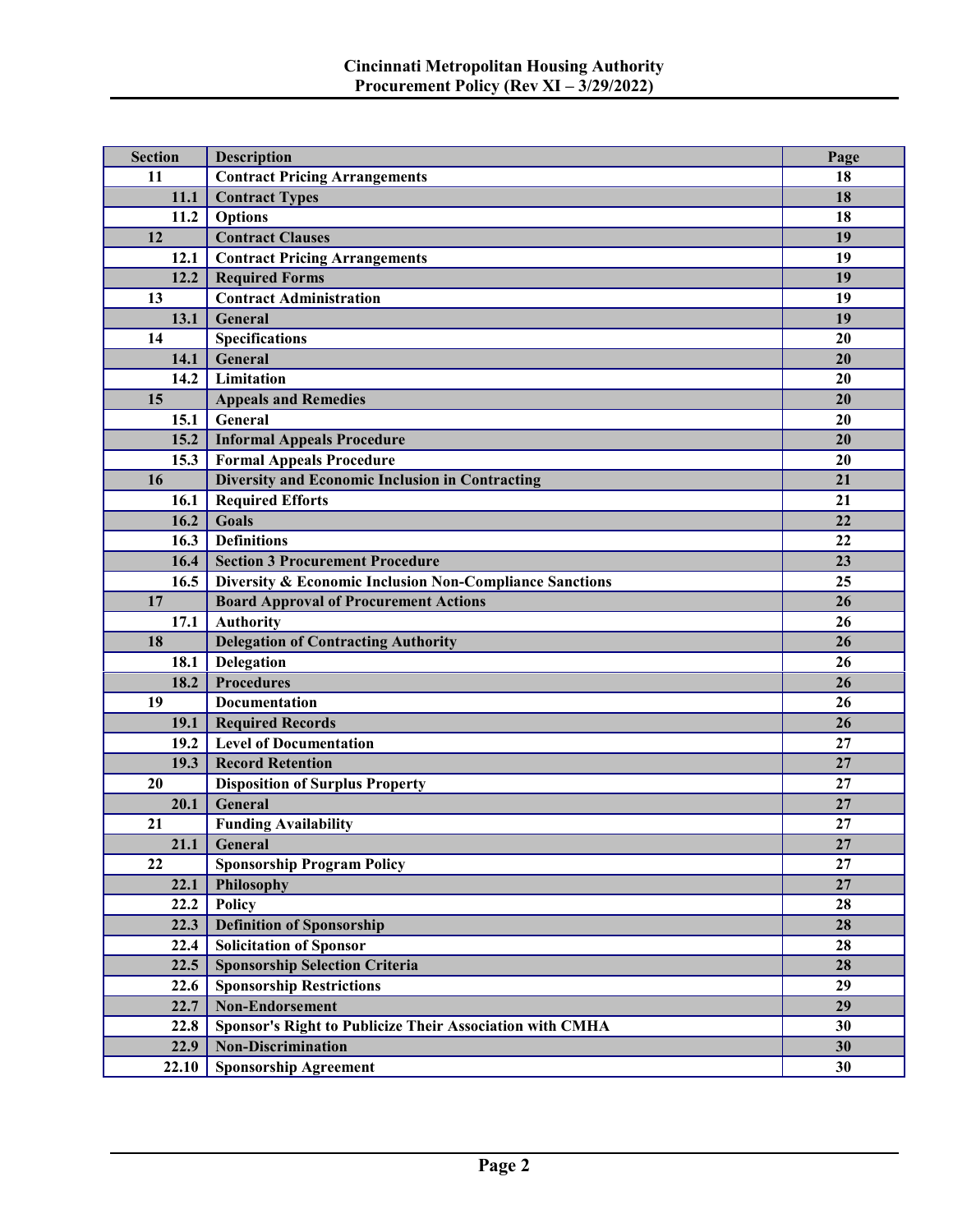| Section | Description | Page |
|---|---|---|
| 11 | Contract Pricing Arrangements | 18 |
| 11.1 | Contract Types | 18 |
| 11.2 | Options | 18 |
| 12 | Contract Clauses | 19 |
| 12.1 | Contract Pricing Arrangements | 19 |
| 12.2 | Required Forms | 19 |
| 13 | Contract Administration | 19 |
| 13.1 | General | 19 |
| 14 | Specifications | 20 |
| 14.1 | General | 20 |
| 14.2 | Limitation | 20 |
| 15 | Appeals and Remedies | 20 |
| 15.1 | General | 20 |
| 15.2 | Informal Appeals Procedure | 20 |
| 15.3 | Formal Appeals Procedure | 20 |
| 16 | Diversity and Economic Inclusion in Contracting | 21 |
| 16.1 | Required Efforts | 21 |
| 16.2 | Goals | 22 |
| 16.3 | Definitions | 22 |
| 16.4 | Section 3 Procurement Procedure | 23 |
| 16.5 | Diversity & Economic Inclusion Non-Compliance Sanctions | 25 |
| 17 | Board Approval of Procurement Actions | 26 |
| 17.1 | Authority | 26 |
| 18 | Delegation of Contracting Authority | 26 |
| 18.1 | Delegation | 26 |
| 18.2 | Procedures | 26 |
| 19 | Documentation | 26 |
| 19.1 | Required Records | 26 |
| 19.2 | Level of Documentation | 27 |
| 19.3 | Record Retention | 27 |
| 20 | Disposition of Surplus Property | 27 |
| 20.1 | General | 27 |
| 21 | Funding Availability | 27 |
| 21.1 | General | 27 |
| 22 | Sponsorship Program Policy | 27 |
| 22.1 | Philosophy | 27 |
| 22.2 | Policy | 28 |
| 22.3 | Definition of Sponsorship | 28 |
| 22.4 | Solicitation of Sponsor | 28 |
| 22.5 | Sponsorship Selection Criteria | 28 |
| 22.6 | Sponsorship Restrictions | 29 |
| 22.7 | Non-Endorsement | 29 |
| 22.8 | Sponsor's Right to Publicize Their Association with CMHA | 30 |
| 22.9 | Non-Discrimination | 30 |
| 22.10 | Sponsorship Agreement | 30 |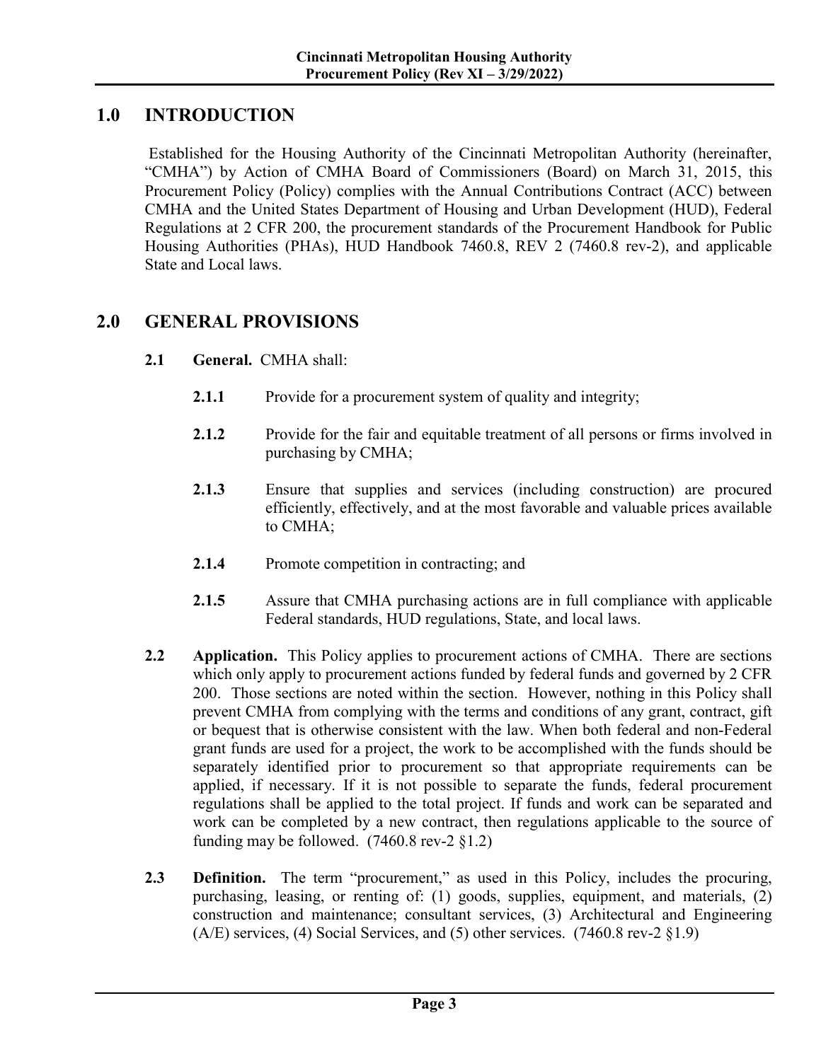# 1.0 INTRODUCTION

Established for the Housing Authority of the Cincinnati Metropolitan Authority (hereinafter, "CMHA") by Action of CMHA Board of Commissioners (Board) on March 31, 2015, this Procurement Policy (Policy) complies with the Annual Contributions Contract (ACC) between CMHA and the United States Department of Housing and Urban Development (HUD), Federal Regulations at 2 CFR 200, the procurement standards of the Procurement Handbook for Public Housing Authorities (PHAs), HUD Handbook 7460.8, REV 2 (7460.8 rev-2), and applicable State and Local laws.

# 2.0 GENERAL PROVISIONS

**2.1 General.** CMHA shall:

**2.1.1** Provide for a procurement system of quality and integrity;

**2.1.2** Provide for the fair and equitable treatment of all persons or firms involved in purchasing by CMHA;

**2.1.3** Ensure that supplies and services (including construction) are procured efficiently, effectively, and at the most favorable and valuable prices available to CMHA;

**2.1.4** Promote competition in contracting; and

**2.1.5** Assure that CMHA purchasing actions are in full compliance with applicable Federal standards, HUD regulations, State, and local laws.

**2.2 Application.** This Policy applies to procurement actions of CMHA. There are sections which only apply to procurement actions funded by federal funds and governed by 2 CFR 200. Those sections are noted within the section. However, nothing in this Policy shall prevent CMHA from complying with the terms and conditions of any grant, contract, gift or bequest that is otherwise consistent with the law. When both federal and non-Federal grant funds are used for a project, the work to be accomplished with the funds should be separately identified prior to procurement so that appropriate requirements can be applied, if necessary. If it is not possible to separate the funds, federal procurement regulations shall be applied to the total project. If funds and work can be separated and work can be completed by a new contract, then regulations applicable to the source of funding may be followed. (7460.8 rev-2 §1.2)

**2.3 Definition.** The term "procurement," as used in this Policy, includes the procuring, purchasing, leasing, or renting of: (1) goods, supplies, equipment, and materials, (2) construction and maintenance; consultant services, (3) Architectural and Engineering (A/E) services, (4) Social Services, and (5) other services. (7460.8 rev-2 §1.9)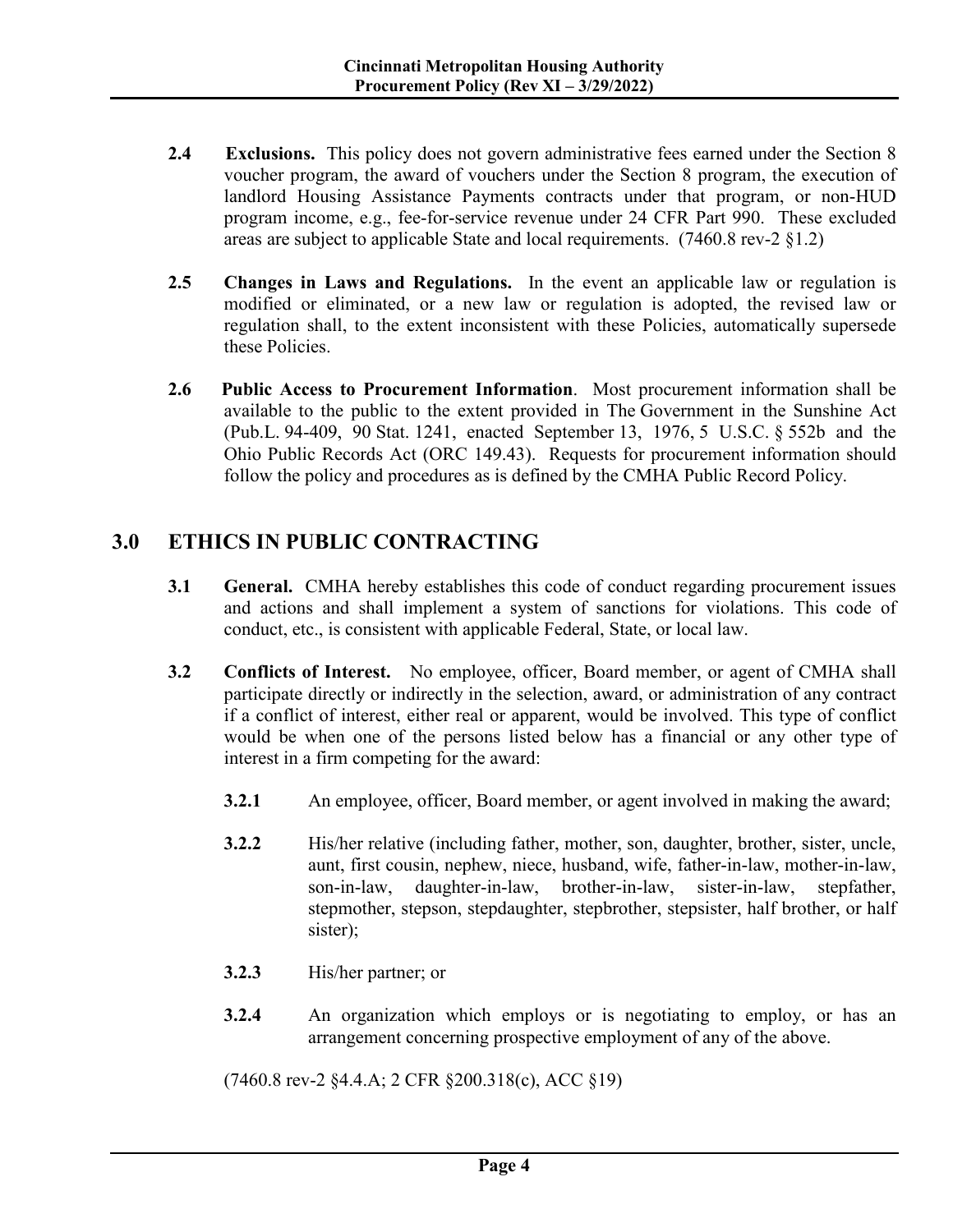**2.4 Exclusions.** This policy does not govern administrative fees earned under the Section 8 voucher program, the award of vouchers under the Section 8 program, the execution of landlord Housing Assistance Payments contracts under that program, or non-HUD program income, e.g., fee-for-service revenue under 24 CFR Part 990. These excluded areas are subject to applicable State and local requirements. (7460.8 rev-2 §1.2)

**2.5 Changes in Laws and Regulations.** In the event an applicable law or regulation is modified or eliminated, or a new law or regulation is adopted, the revised law or regulation shall, to the extent inconsistent with these Policies, automatically supersede these Policies.

**2.6 Public Access to Procurement Information**. Most procurement information shall be available to the public to the extent provided in The Government in the Sunshine Act (Pub.L. 94-409, 90 Stat. 1241, enacted September 13, 1976, 5 U.S.C. § 552b and the Ohio Public Records Act (ORC 149.43). Requests for procurement information should follow the policy and procedures as is defined by the CMHA Public Record Policy.

## 3.0 ETHICS IN PUBLIC CONTRACTING

**3.1 General.** CMHA hereby establishes this code of conduct regarding procurement issues and actions and shall implement a system of sanctions for violations. This code of conduct, etc., is consistent with applicable Federal, State, or local law.

**3.2 Conflicts of Interest.** No employee, officer, Board member, or agent of CMHA shall participate directly or indirectly in the selection, award, or administration of any contract if a conflict of interest, either real or apparent, would be involved. This type of conflict would be when one of the persons listed below has a financial or any other type of interest in a firm competing for the award:

**3.2.1** An employee, officer, Board member, or agent involved in making the award;

**3.2.2** His/her relative (including father, mother, son, daughter, brother, sister, uncle, aunt, first cousin, nephew, niece, husband, wife, father-in-law, mother-in-law, son-in-law, daughter-in-law, brother-in-law, sister-in-law, stepfather, stepmother, stepson, stepdaughter, stepbrother, stepsister, half brother, or half sister);

**3.2.3** His/her partner; or

**3.2.4** An organization which employs or is negotiating to employ, or has an arrangement concerning prospective employment of any of the above.

(7460.8 rev-2 §4.4.A; 2 CFR §200.318(c), ACC §19)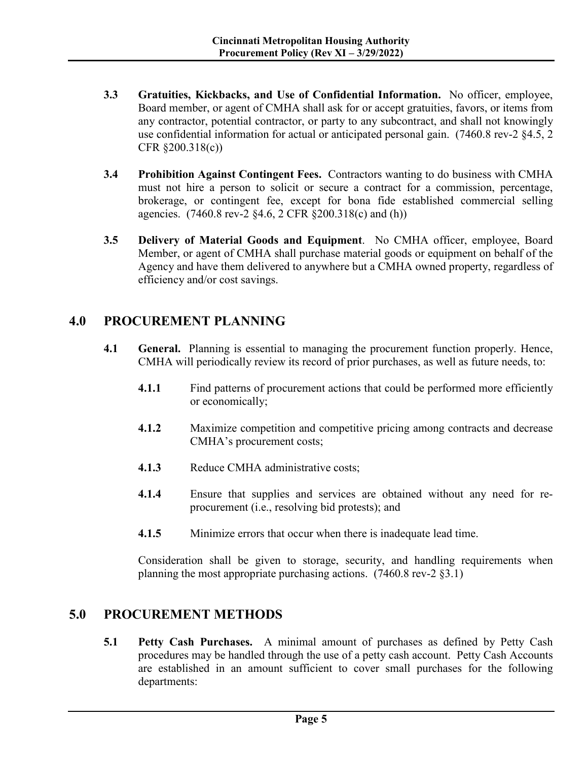**3.3 Gratuities, Kickbacks, and Use of Confidential Information.** No officer, employee, Board member, or agent of CMHA shall ask for or accept gratuities, favors, or items from any contractor, potential contractor, or party to any subcontract, and shall not knowingly use confidential information for actual or anticipated personal gain. (7460.8 rev-2 §4.5, 2 CFR §200.318(c))

**3.4 Prohibition Against Contingent Fees.** Contractors wanting to do business with CMHA must not hire a person to solicit or secure a contract for a commission, percentage, brokerage, or contingent fee, except for bona fide established commercial selling agencies. (7460.8 rev-2 §4.6, 2 CFR §200.318(c) and (h))

**3.5 Delivery of Material Goods and Equipment**. No CMHA officer, employee, Board Member, or agent of CMHA shall purchase material goods or equipment on behalf of the Agency and have them delivered to anywhere but a CMHA owned property, regardless of efficiency and/or cost savings.

## 4.0 PROCUREMENT PLANNING

**4.1 General.** Planning is essential to managing the procurement function properly. Hence, CMHA will periodically review its record of prior purchases, as well as future needs, to:

**4.1.1** Find patterns of procurement actions that could be performed more efficiently or economically;

**4.1.2** Maximize competition and competitive pricing among contracts and decrease CMHA's procurement costs;

**4.1.3** Reduce CMHA administrative costs;

**4.1.4** Ensure that supplies and services are obtained without any need for re-procurement (i.e., resolving bid protests); and

**4.1.5** Minimize errors that occur when there is inadequate lead time.

Consideration shall be given to storage, security, and handling requirements when planning the most appropriate purchasing actions. (7460.8 rev-2 §3.1)

## 5.0 PROCUREMENT METHODS

**5.1 Petty Cash Purchases.** A minimal amount of purchases as defined by Petty Cash procedures may be handled through the use of a petty cash account. Petty Cash Accounts are established in an amount sufficient to cover small purchases for the following departments: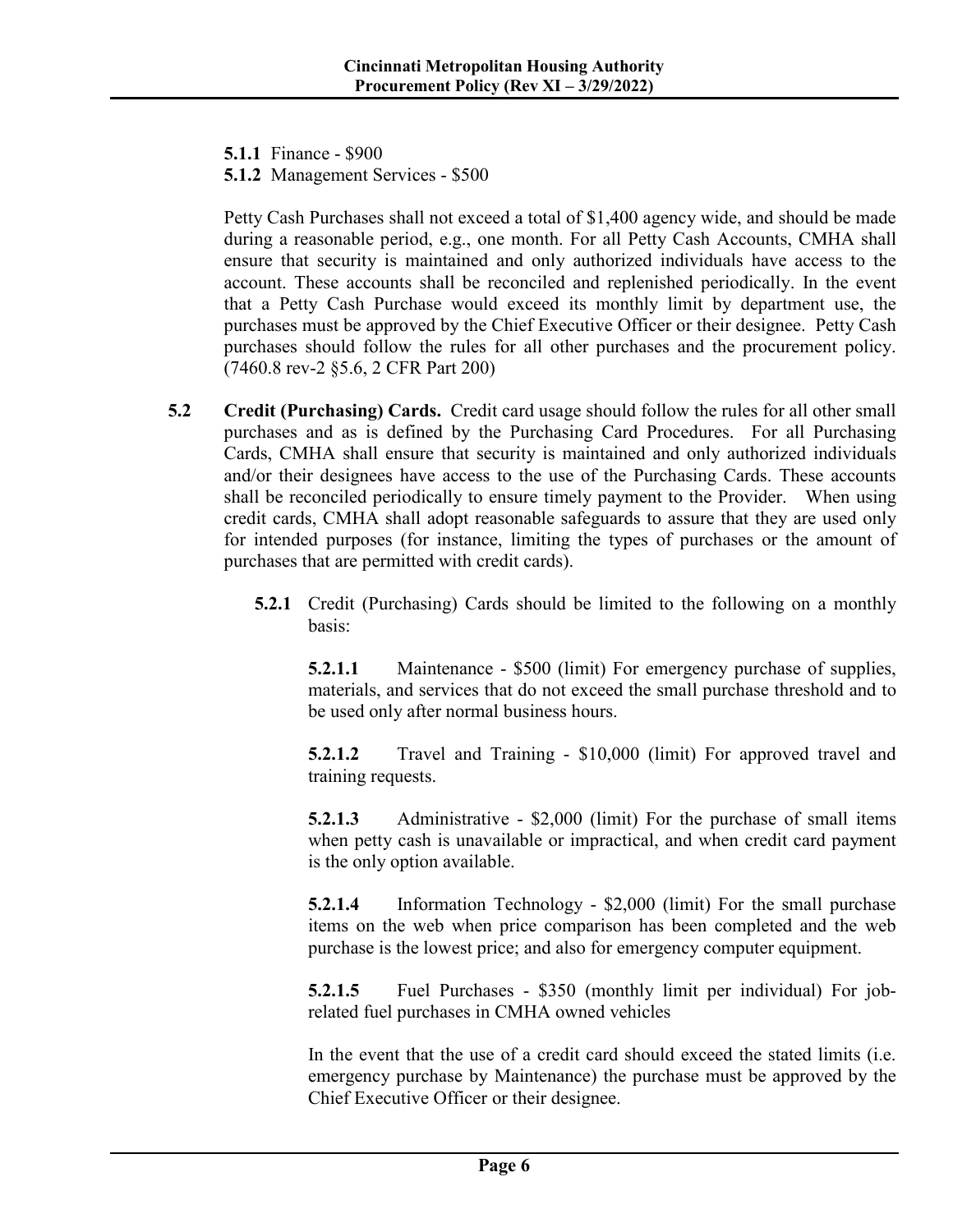**5.1.1** Finance - $900

**5.1.2** Management Services - $500

Petty Cash Purchases shall not exceed a total of $1,400 agency wide, and should be made during a reasonable period, e.g., one month. For all Petty Cash Accounts, CMHA shall ensure that security is maintained and only authorized individuals have access to the account. These accounts shall be reconciled and replenished periodically. In the event that a Petty Cash Purchase would exceed its monthly limit by department use, the purchases must be approved by the Chief Executive Officer or their designee. Petty Cash purchases should follow the rules for all other purchases and the procurement policy. (7460.8 rev-2 §5.6, 2 CFR Part 200)

**5.2 Credit (Purchasing) Cards.** Credit card usage should follow the rules for all other small purchases and as is defined by the Purchasing Card Procedures. For all Purchasing Cards, CMHA shall ensure that security is maintained and only authorized individuals and/or their designees have access to the use of the Purchasing Cards. These accounts shall be reconciled periodically to ensure timely payment to the Provider. When using credit cards, CMHA shall adopt reasonable safeguards to assure that they are used only for intended purposes (for instance, limiting the types of purchases or the amount of purchases that are permitted with credit cards).

**5.2.1** Credit (Purchasing) Cards should be limited to the following on a monthly basis:

**5.2.1.1** Maintenance - $500 (limit) For emergency purchase of supplies, materials, and services that do not exceed the small purchase threshold and to be used only after normal business hours.

**5.2.1.2** Travel and Training - $10,000 (limit) For approved travel and training requests.

**5.2.1.3** Administrative - $2,000 (limit) For the purchase of small items when petty cash is unavailable or impractical, and when credit card payment is the only option available.

**5.2.1.4** Information Technology - $2,000 (limit) For the small purchase items on the web when price comparison has been completed and the web purchase is the lowest price; and also for emergency computer equipment.

**5.2.1.5** Fuel Purchases - $350 (monthly limit per individual) For job-related fuel purchases in CMHA owned vehicles

In the event that the use of a credit card should exceed the stated limits (i.e. emergency purchase by Maintenance) the purchase must be approved by the Chief Executive Officer or their designee.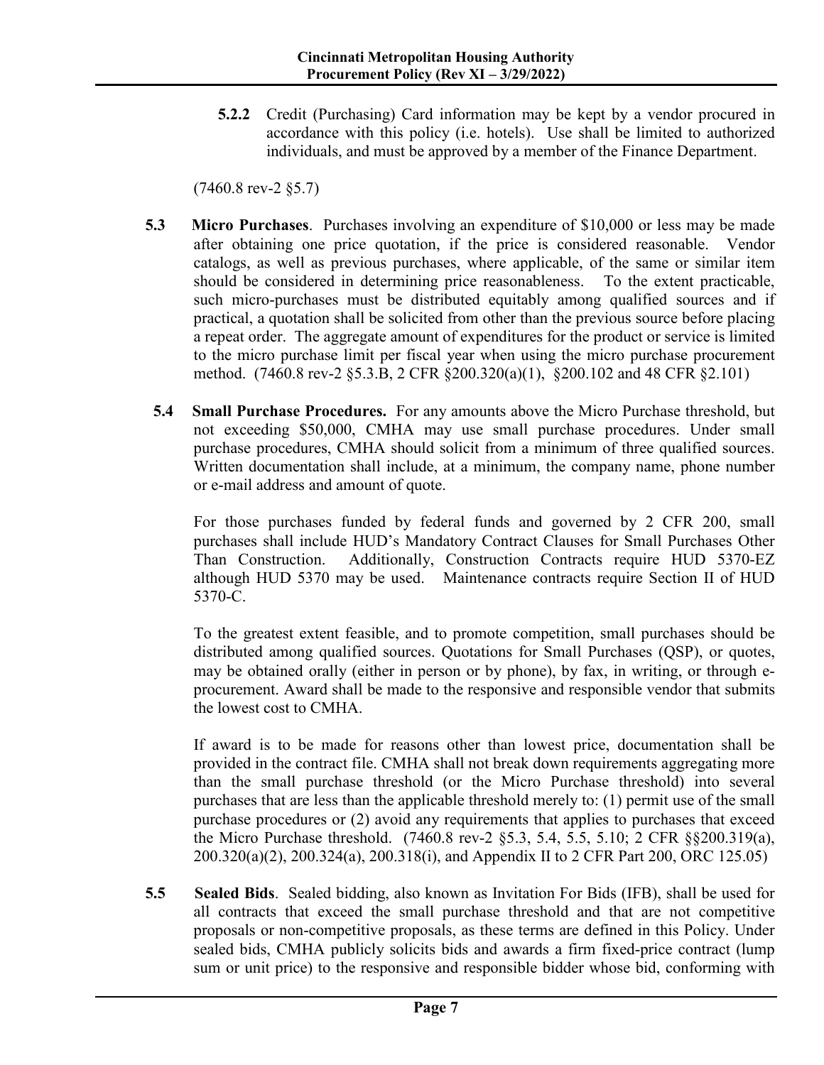**5.2.2** Credit (Purchasing) Card information may be kept by a vendor procured in accordance with this policy (i.e. hotels). Use shall be limited to authorized individuals, and must be approved by a member of the Finance Department.

(7460.8 rev-2 §5.7)

**5.3 Micro Purchases**. Purchases involving an expenditure of $10,000 or less may be made after obtaining one price quotation, if the price is considered reasonable. Vendor catalogs, as well as previous purchases, where applicable, of the same or similar item should be considered in determining price reasonableness. To the extent practicable, such micro-purchases must be distributed equitably among qualified sources and if practical, a quotation shall be solicited from other than the previous source before placing a repeat order. The aggregate amount of expenditures for the product or service is limited to the micro purchase limit per fiscal year when using the micro purchase procurement method. (7460.8 rev-2 §5.3.B, 2 CFR §200.320(a)(1), §200.102 and 48 CFR §2.101)

**5.4 Small Purchase Procedures.** For any amounts above the Micro Purchase threshold, but not exceeding $50,000, CMHA may use small purchase procedures. Under small purchase procedures, CMHA should solicit from a minimum of three qualified sources. Written documentation shall include, at a minimum, the company name, phone number or e-mail address and amount of quote.

For those purchases funded by federal funds and governed by 2 CFR 200, small purchases shall include HUD's Mandatory Contract Clauses for Small Purchases Other Than Construction. Additionally, Construction Contracts require HUD 5370-EZ although HUD 5370 may be used. Maintenance contracts require Section II of HUD 5370-C.

To the greatest extent feasible, and to promote competition, small purchases should be distributed among qualified sources. Quotations for Small Purchases (QSP), or quotes, may be obtained orally (either in person or by phone), by fax, in writing, or through e-procurement. Award shall be made to the responsive and responsible vendor that submits the lowest cost to CMHA.

If award is to be made for reasons other than lowest price, documentation shall be provided in the contract file. CMHA shall not break down requirements aggregating more than the small purchase threshold (or the Micro Purchase threshold) into several purchases that are less than the applicable threshold merely to: (1) permit use of the small purchase procedures or (2) avoid any requirements that applies to purchases that exceed the Micro Purchase threshold. (7460.8 rev-2 §5.3, 5.4, 5.5, 5.10; 2 CFR §§200.319(a), 200.320(a)(2), 200.324(a), 200.318(i), and Appendix II to 2 CFR Part 200, ORC 125.05)

**5.5 Sealed Bids**. Sealed bidding, also known as Invitation For Bids (IFB), shall be used for all contracts that exceed the small purchase threshold and that are not competitive proposals or non-competitive proposals, as these terms are defined in this Policy. Under sealed bids, CMHA publicly solicits bids and awards a firm fixed-price contract (lump sum or unit price) to the responsive and responsible bidder whose bid, conforming with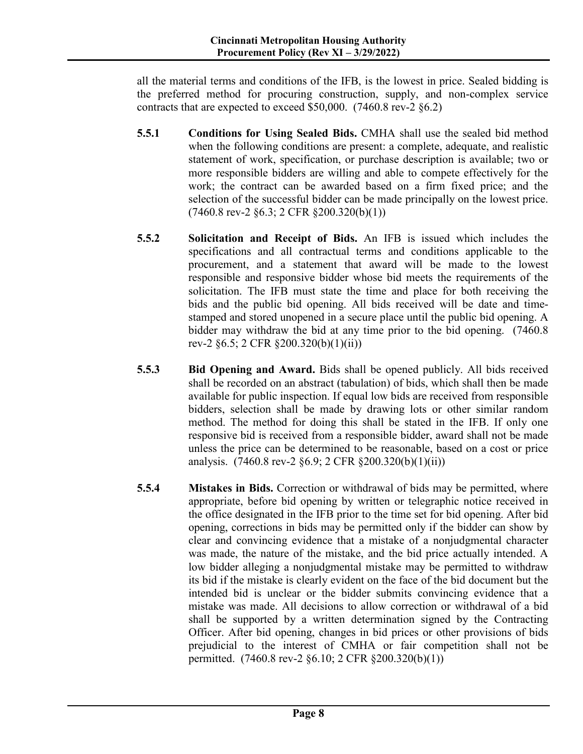all the material terms and conditions of the IFB, is the lowest in price. Sealed bidding is the preferred method for procuring construction, supply, and non-complex service contracts that are expected to exceed $50,000. (7460.8 rev-2 §6.2)

**5.5.1 Conditions for Using Sealed Bids.** CMHA shall use the sealed bid method when the following conditions are present: a complete, adequate, and realistic statement of work, specification, or purchase description is available; two or more responsible bidders are willing and able to compete effectively for the work; the contract can be awarded based on a firm fixed price; and the selection of the successful bidder can be made principally on the lowest price. (7460.8 rev-2 §6.3; 2 CFR §200.320(b)(1))

**5.5.2 Solicitation and Receipt of Bids.** An IFB is issued which includes the specifications and all contractual terms and conditions applicable to the procurement, and a statement that award will be made to the lowest responsible and responsive bidder whose bid meets the requirements of the solicitation. The IFB must state the time and place for both receiving the bids and the public bid opening. All bids received will be date and time-stamped and stored unopened in a secure place until the public bid opening. A bidder may withdraw the bid at any time prior to the bid opening. (7460.8 rev-2 §6.5; 2 CFR §200.320(b)(1)(ii))

**5.5.3 Bid Opening and Award.** Bids shall be opened publicly. All bids received shall be recorded on an abstract (tabulation) of bids, which shall then be made available for public inspection. If equal low bids are received from responsible bidders, selection shall be made by drawing lots or other similar random method. The method for doing this shall be stated in the IFB. If only one responsive bid is received from a responsible bidder, award shall not be made unless the price can be determined to be reasonable, based on a cost or price analysis. (7460.8 rev-2 §6.9; 2 CFR §200.320(b)(1)(ii))

**5.5.4 Mistakes in Bids.** Correction or withdrawal of bids may be permitted, where appropriate, before bid opening by written or telegraphic notice received in the office designated in the IFB prior to the time set for bid opening. After bid opening, corrections in bids may be permitted only if the bidder can show by clear and convincing evidence that a mistake of a nonjudgmental character was made, the nature of the mistake, and the bid price actually intended. A low bidder alleging a nonjudgmental mistake may be permitted to withdraw its bid if the mistake is clearly evident on the face of the bid document but the intended bid is unclear or the bidder submits convincing evidence that a mistake was made. All decisions to allow correction or withdrawal of a bid shall be supported by a written determination signed by the Contracting Officer. After bid opening, changes in bid prices or other provisions of bids prejudicial to the interest of CMHA or fair competition shall not be permitted. (7460.8 rev-2 §6.10; 2 CFR §200.320(b)(1))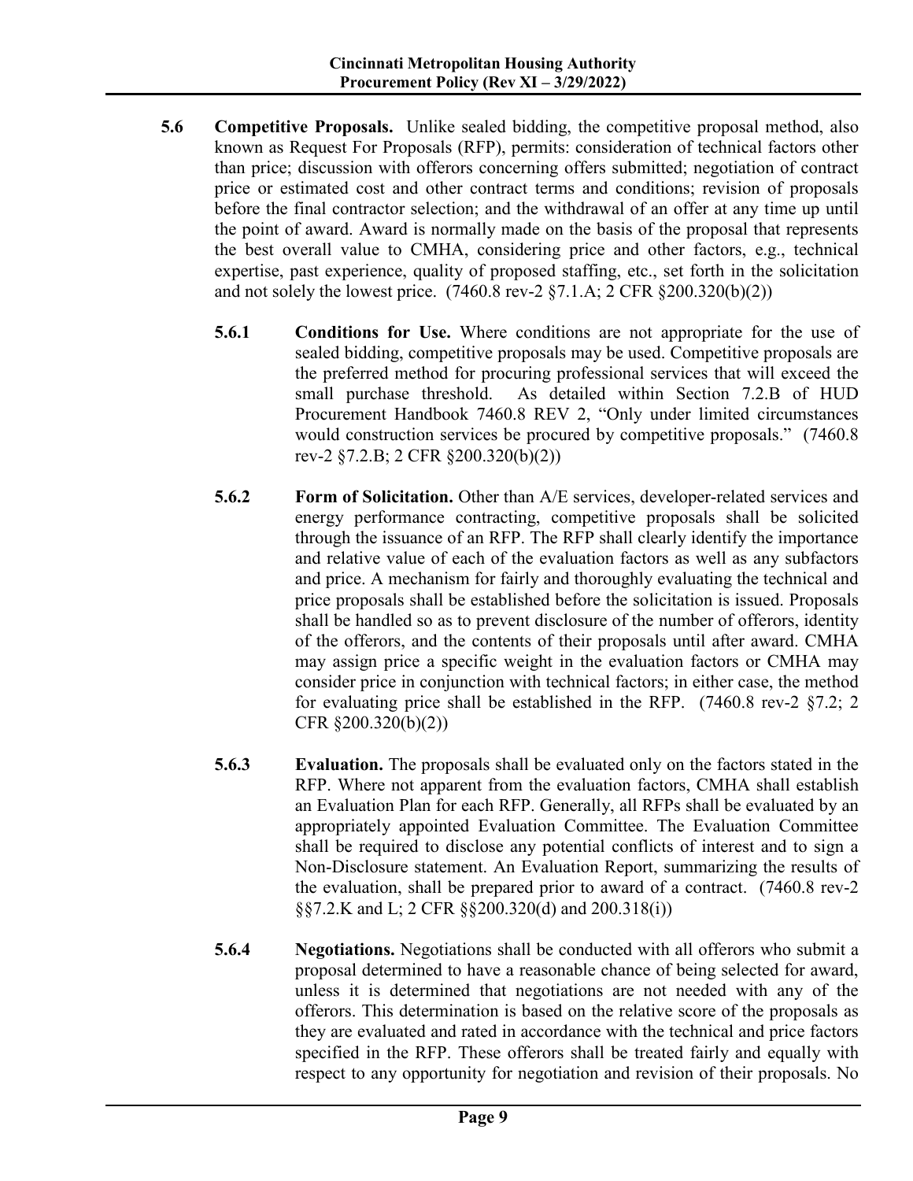**5.6 Competitive Proposals.** Unlike sealed bidding, the competitive proposal method, also known as Request For Proposals (RFP), permits: consideration of technical factors other than price; discussion with offerors concerning offers submitted; negotiation of contract price or estimated cost and other contract terms and conditions; revision of proposals before the final contractor selection; and the withdrawal of an offer at any time up until the point of award. Award is normally made on the basis of the proposal that represents the best overall value to CMHA, considering price and other factors, e.g., technical expertise, past experience, quality of proposed staffing, etc., set forth in the solicitation and not solely the lowest price. (7460.8 rev-2 §7.1.A; 2 CFR §200.320(b)(2))

**5.6.1 Conditions for Use.** Where conditions are not appropriate for the use of sealed bidding, competitive proposals may be used. Competitive proposals are the preferred method for procuring professional services that will exceed the small purchase threshold. As detailed within Section 7.2.B of HUD Procurement Handbook 7460.8 REV 2, "Only under limited circumstances would construction services be procured by competitive proposals." (7460.8 rev-2 §7.2.B; 2 CFR §200.320(b)(2))

**5.6.2 Form of Solicitation.** Other than A/E services, developer-related services and energy performance contracting, competitive proposals shall be solicited through the issuance of an RFP. The RFP shall clearly identify the importance and relative value of each of the evaluation factors as well as any subfactors and price. A mechanism for fairly and thoroughly evaluating the technical and price proposals shall be established before the solicitation is issued. Proposals shall be handled so as to prevent disclosure of the number of offerors, identity of the offerors, and the contents of their proposals until after award. CMHA may assign price a specific weight in the evaluation factors or CMHA may consider price in conjunction with technical factors; in either case, the method for evaluating price shall be established in the RFP. (7460.8 rev-2 §7.2; 2 CFR §200.320(b)(2))

**5.6.3 Evaluation.** The proposals shall be evaluated only on the factors stated in the RFP. Where not apparent from the evaluation factors, CMHA shall establish an Evaluation Plan for each RFP. Generally, all RFPs shall be evaluated by an appropriately appointed Evaluation Committee. The Evaluation Committee shall be required to disclose any potential conflicts of interest and to sign a Non-Disclosure statement. An Evaluation Report, summarizing the results of the evaluation, shall be prepared prior to award of a contract. (7460.8 rev-2 §§7.2.K and L; 2 CFR §§200.320(d) and 200.318(i))

**5.6.4 Negotiations.** Negotiations shall be conducted with all offerors who submit a proposal determined to have a reasonable chance of being selected for award, unless it is determined that negotiations are not needed with any of the offerors. This determination is based on the relative score of the proposals as they are evaluated and rated in accordance with the technical and price factors specified in the RFP. These offerors shall be treated fairly and equally with respect to any opportunity for negotiation and revision of their proposals. No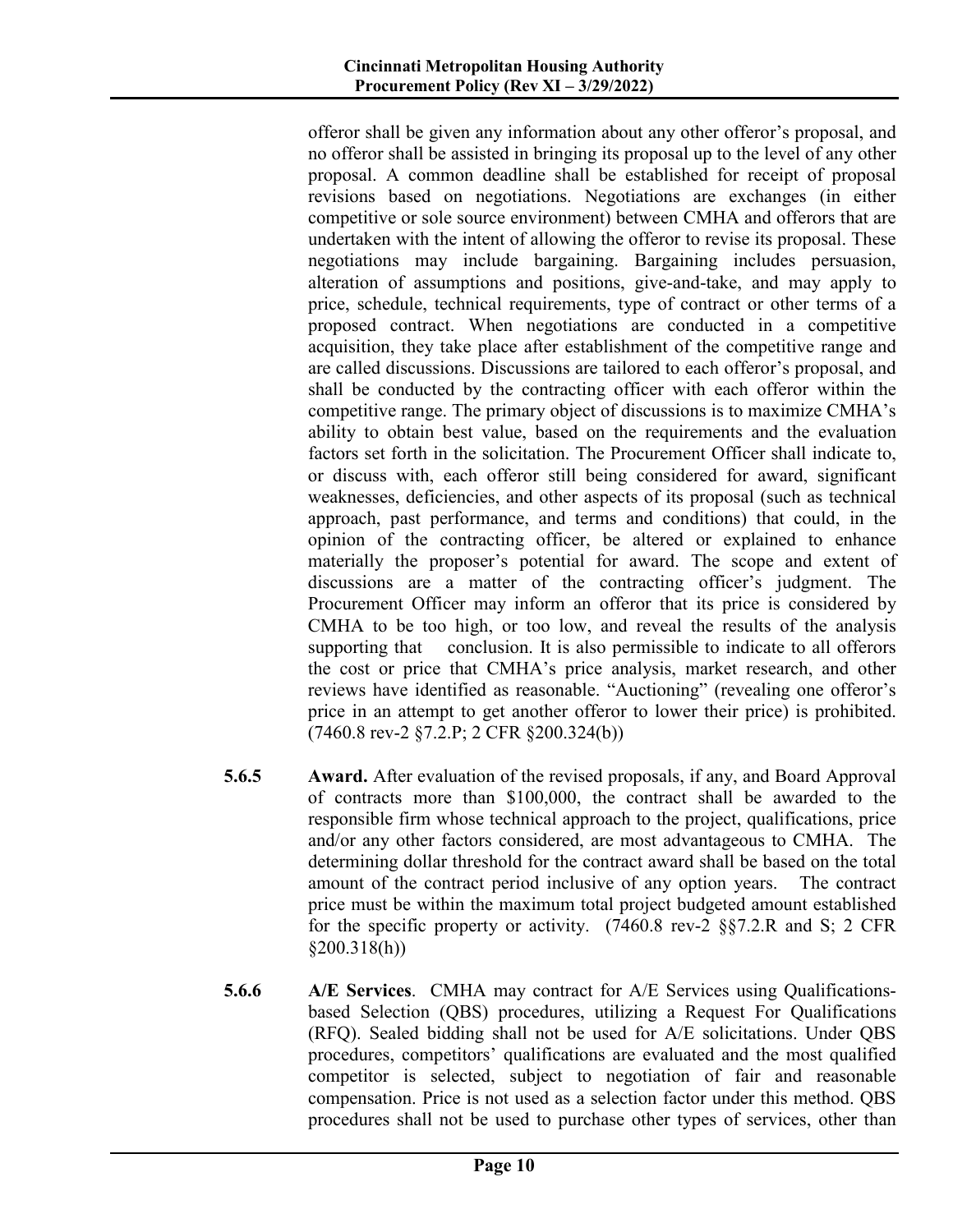offeror shall be given any information about any other offeror's proposal, and no offeror shall be assisted in bringing its proposal up to the level of any other proposal. A common deadline shall be established for receipt of proposal revisions based on negotiations. Negotiations are exchanges (in either competitive or sole source environment) between CMHA and offerors that are undertaken with the intent of allowing the offeror to revise its proposal. These negotiations may include bargaining. Bargaining includes persuasion, alteration of assumptions and positions, give-and-take, and may apply to price, schedule, technical requirements, type of contract or other terms of a proposed contract. When negotiations are conducted in a competitive acquisition, they take place after establishment of the competitive range and are called discussions. Discussions are tailored to each offeror's proposal, and shall be conducted by the contracting officer with each offeror within the competitive range. The primary object of discussions is to maximize CMHA's ability to obtain best value, based on the requirements and the evaluation factors set forth in the solicitation. The Procurement Officer shall indicate to, or discuss with, each offeror still being considered for award, significant weaknesses, deficiencies, and other aspects of its proposal (such as technical approach, past performance, and terms and conditions) that could, in the opinion of the contracting officer, be altered or explained to enhance materially the proposer's potential for award. The scope and extent of discussions are a matter of the contracting officer's judgment. The Procurement Officer may inform an offeror that its price is considered by CMHA to be too high, or too low, and reveal the results of the analysis supporting that conclusion. It is also permissible to indicate to all offerors the cost or price that CMHA's price analysis, market research, and other reviews have identified as reasonable. "Auctioning" (revealing one offeror's price in an attempt to get another offeror to lower their price) is prohibited. (7460.8 rev-2 §7.2.P; 2 CFR §200.324(b))

**5.6.5** **Award.** After evaluation of the revised proposals, if any, and Board Approval of contracts more than $100,000, the contract shall be awarded to the responsible firm whose technical approach to the project, qualifications, price and/or any other factors considered, are most advantageous to CMHA. The determining dollar threshold for the contract award shall be based on the total amount of the contract period inclusive of any option years. The contract price must be within the maximum total project budgeted amount established for the specific property or activity. (7460.8 rev-2 §§7.2.R and S; 2 CFR §200.318(h))

**5.6.6** **A/E Services**. CMHA may contract for A/E Services using Qualifications-based Selection (QBS) procedures, utilizing a Request For Qualifications (RFQ). Sealed bidding shall not be used for A/E solicitations. Under QBS procedures, competitors' qualifications are evaluated and the most qualified competitor is selected, subject to negotiation of fair and reasonable compensation. Price is not used as a selection factor under this method. QBS procedures shall not be used to purchase other types of services, other than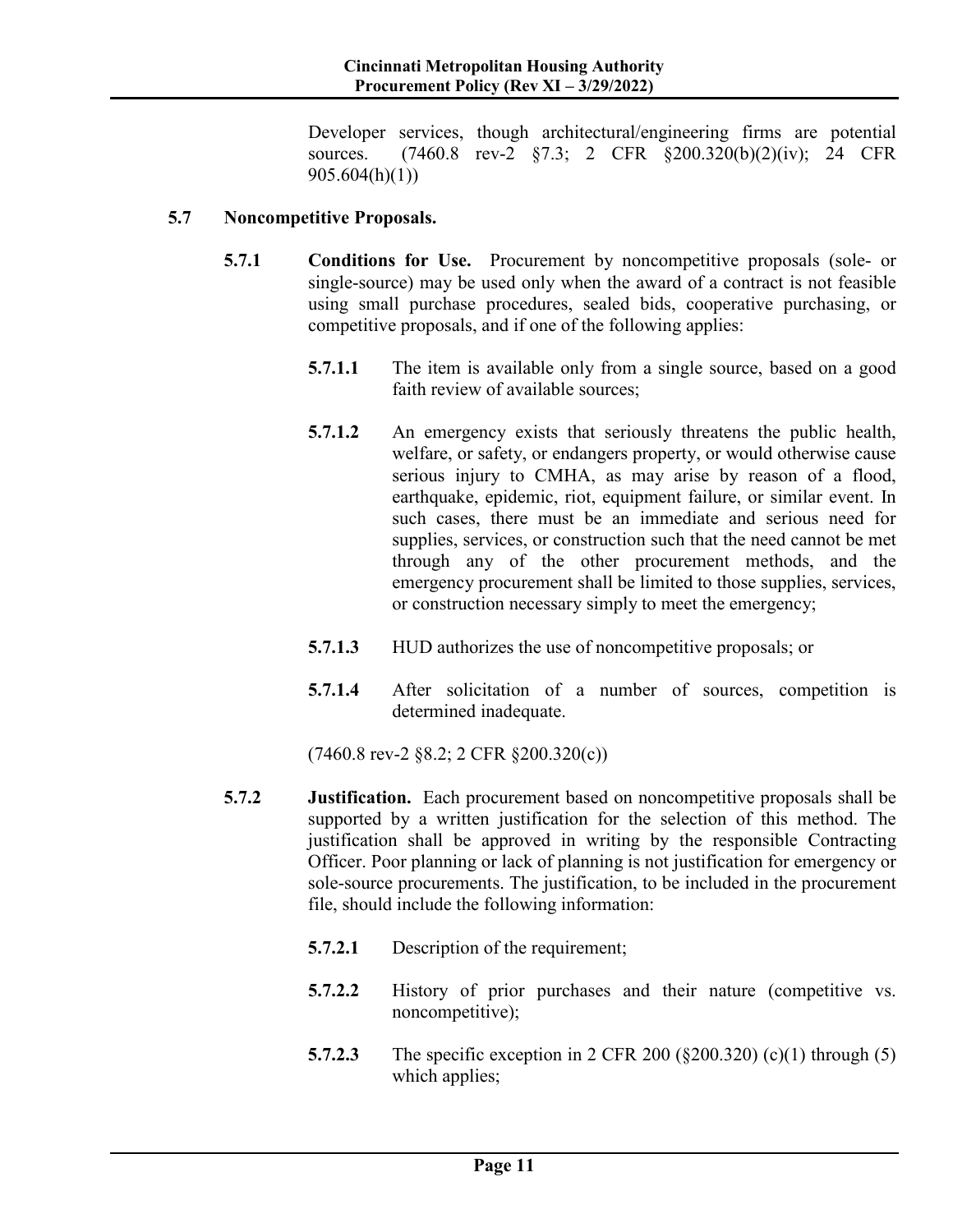Developer services, though architectural/engineering firms are potential sources. (7460.8 rev-2 §7.3; 2 CFR §200.320(b)(2)(iv); 24 CFR 905.604(h)(1))

### 5.7 Noncompetitive Proposals.

**5.7.1 Conditions for Use.** Procurement by noncompetitive proposals (sole- or single-source) may be used only when the award of a contract is not feasible using small purchase procedures, sealed bids, cooperative purchasing, or competitive proposals, and if one of the following applies:

**5.7.1.1** The item is available only from a single source, based on a good faith review of available sources;

**5.7.1.2** An emergency exists that seriously threatens the public health, welfare, or safety, or endangers property, or would otherwise cause serious injury to CMHA, as may arise by reason of a flood, earthquake, epidemic, riot, equipment failure, or similar event. In such cases, there must be an immediate and serious need for supplies, services, or construction such that the need cannot be met through any of the other procurement methods, and the emergency procurement shall be limited to those supplies, services, or construction necessary simply to meet the emergency;

**5.7.1.3** HUD authorizes the use of noncompetitive proposals; or

**5.7.1.4** After solicitation of a number of sources, competition is determined inadequate.

(7460.8 rev-2 §8.2; 2 CFR §200.320(c))

**5.7.2 Justification.** Each procurement based on noncompetitive proposals shall be supported by a written justification for the selection of this method. The justification shall be approved in writing by the responsible Contracting Officer. Poor planning or lack of planning is not justification for emergency or sole-source procurements. The justification, to be included in the procurement file, should include the following information:

**5.7.2.1** Description of the requirement;

**5.7.2.2** History of prior purchases and their nature (competitive vs. noncompetitive);

**5.7.2.3** The specific exception in 2 CFR 200 (§200.320) (c)(1) through (5) which applies;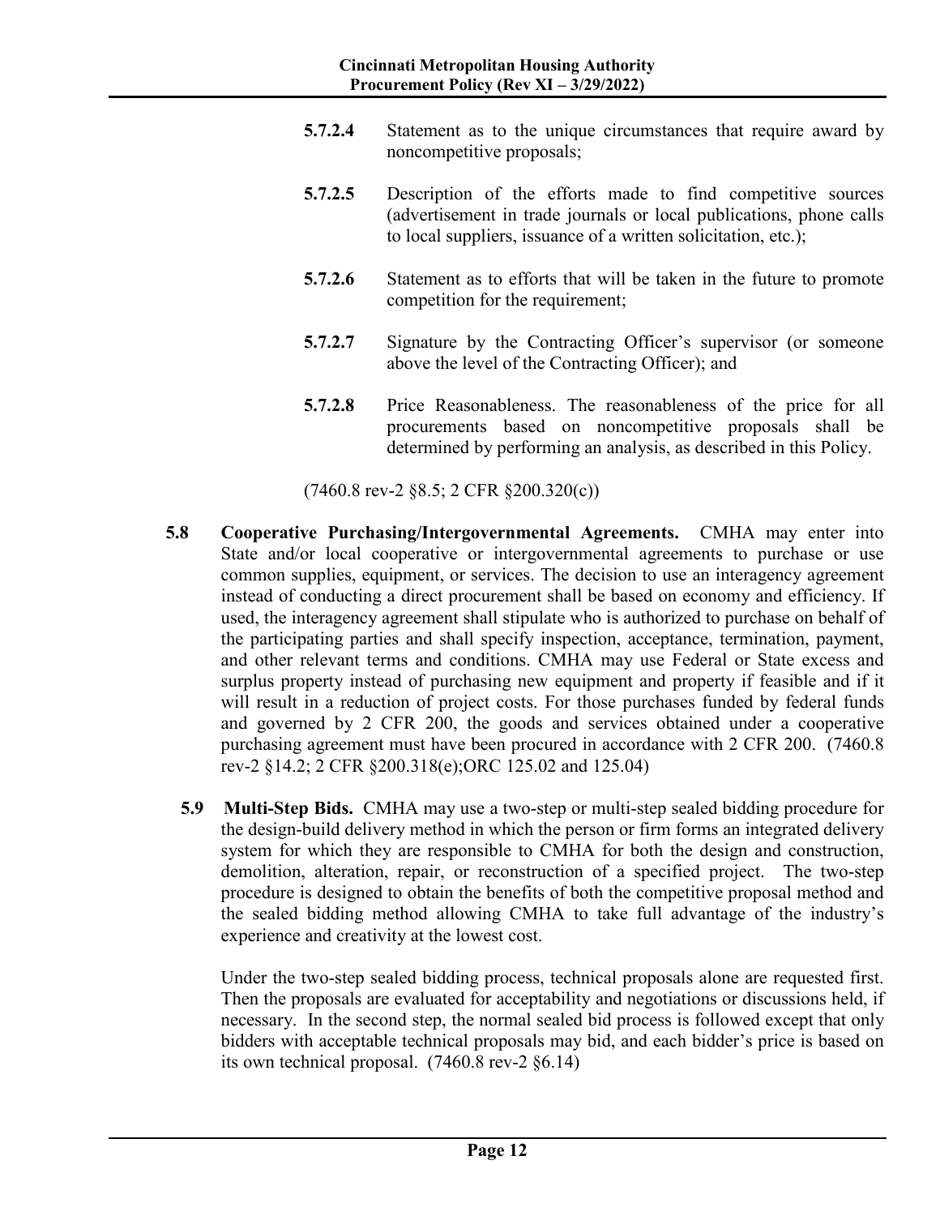**5.7.2.4** Statement as to the unique circumstances that require award by noncompetitive proposals;

**5.7.2.5** Description of the efforts made to find competitive sources (advertisement in trade journals or local publications, phone calls to local suppliers, issuance of a written solicitation, etc.);

**5.7.2.6** Statement as to efforts that will be taken in the future to promote competition for the requirement;

**5.7.2.7** Signature by the Contracting Officer's supervisor (or someone above the level of the Contracting Officer); and

**5.7.2.8** Price Reasonableness. The reasonableness of the price for all procurements based on noncompetitive proposals shall be determined by performing an analysis, as described in this Policy.

(7460.8 rev-2 §8.5; 2 CFR §200.320(c))

**5.8 Cooperative Purchasing/Intergovernmental Agreements.** CMHA may enter into State and/or local cooperative or intergovernmental agreements to purchase or use common supplies, equipment, or services. The decision to use an interagency agreement instead of conducting a direct procurement shall be based on economy and efficiency. If used, the interagency agreement shall stipulate who is authorized to purchase on behalf of the participating parties and shall specify inspection, acceptance, termination, payment, and other relevant terms and conditions. CMHA may use Federal or State excess and surplus property instead of purchasing new equipment and property if feasible and if it will result in a reduction of project costs. For those purchases funded by federal funds and governed by 2 CFR 200, the goods and services obtained under a cooperative purchasing agreement must have been procured in accordance with 2 CFR 200. (7460.8 rev-2 §14.2; 2 CFR §200.318(e);ORC 125.02 and 125.04)

**5.9 Multi-Step Bids.** CMHA may use a two-step or multi-step sealed bidding procedure for the design-build delivery method in which the person or firm forms an integrated delivery system for which they are responsible to CMHA for both the design and construction, demolition, alteration, repair, or reconstruction of a specified project. The two-step procedure is designed to obtain the benefits of both the competitive proposal method and the sealed bidding method allowing CMHA to take full advantage of the industry's experience and creativity at the lowest cost.

Under the two-step sealed bidding process, technical proposals alone are requested first. Then the proposals are evaluated for acceptability and negotiations or discussions held, if necessary. In the second step, the normal sealed bid process is followed except that only bidders with acceptable technical proposals may bid, and each bidder's price is based on its own technical proposal. (7460.8 rev-2 §6.14)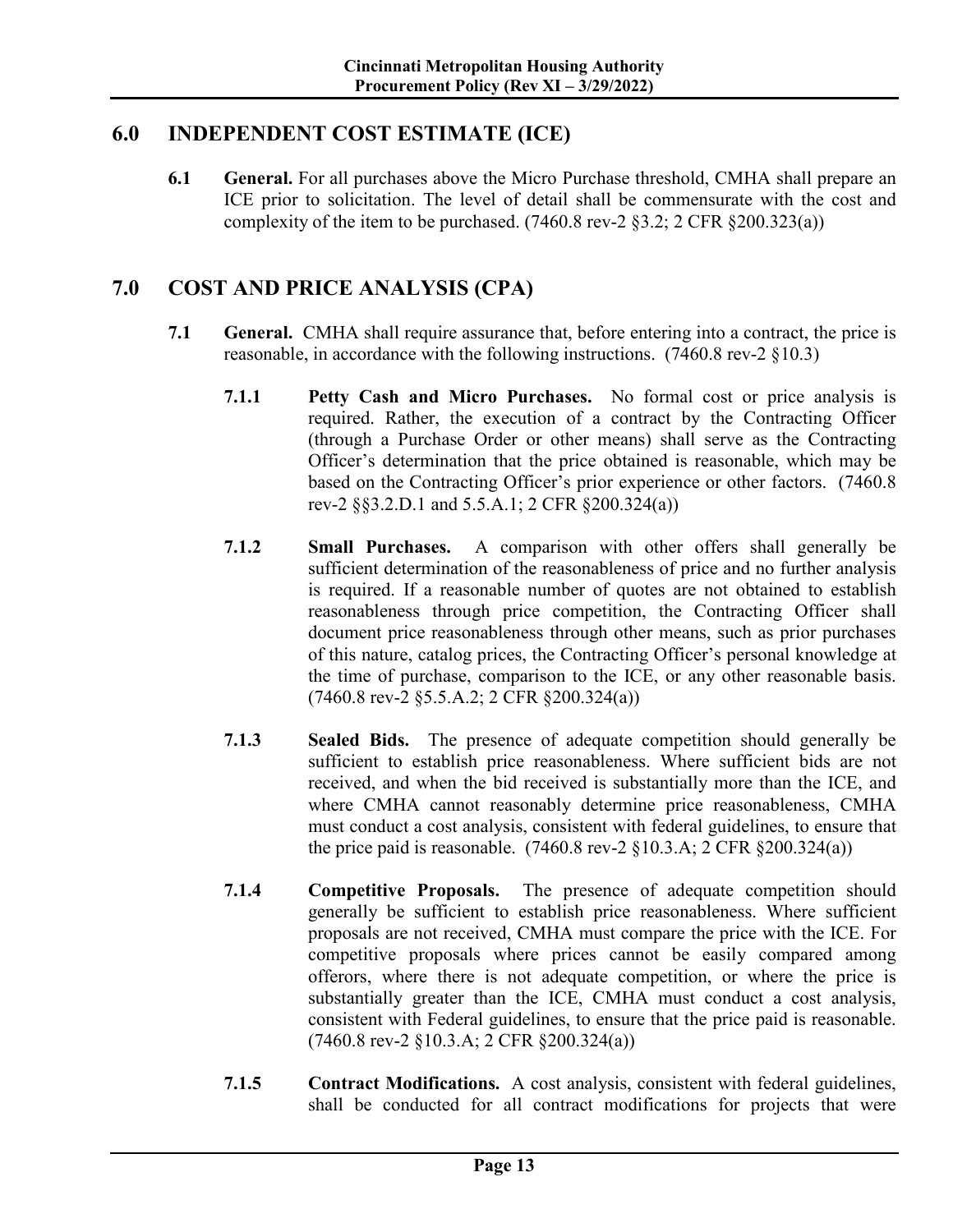## 6.0 INDEPENDENT COST ESTIMATE (ICE)

**6.1 General.** For all purchases above the Micro Purchase threshold, CMHA shall prepare an ICE prior to solicitation. The level of detail shall be commensurate with the cost and complexity of the item to be purchased. (7460.8 rev-2 §3.2; 2 CFR §200.323(a))

## 7.0 COST AND PRICE ANALYSIS (CPA)

**7.1 General.** CMHA shall require assurance that, before entering into a contract, the price is reasonable, in accordance with the following instructions. (7460.8 rev-2 §10.3)

**7.1.1 Petty Cash and Micro Purchases.** No formal cost or price analysis is required. Rather, the execution of a contract by the Contracting Officer (through a Purchase Order or other means) shall serve as the Contracting Officer's determination that the price obtained is reasonable, which may be based on the Contracting Officer's prior experience or other factors. (7460.8 rev-2 §§3.2.D.1 and 5.5.A.1; 2 CFR §200.324(a))

**7.1.2 Small Purchases.** A comparison with other offers shall generally be sufficient determination of the reasonableness of price and no further analysis is required. If a reasonable number of quotes are not obtained to establish reasonableness through price competition, the Contracting Officer shall document price reasonableness through other means, such as prior purchases of this nature, catalog prices, the Contracting Officer's personal knowledge at the time of purchase, comparison to the ICE, or any other reasonable basis. (7460.8 rev-2 §5.5.A.2; 2 CFR §200.324(a))

**7.1.3 Sealed Bids.** The presence of adequate competition should generally be sufficient to establish price reasonableness. Where sufficient bids are not received, and when the bid received is substantially more than the ICE, and where CMHA cannot reasonably determine price reasonableness, CMHA must conduct a cost analysis, consistent with federal guidelines, to ensure that the price paid is reasonable. (7460.8 rev-2 §10.3.A; 2 CFR §200.324(a))

**7.1.4 Competitive Proposals.** The presence of adequate competition should generally be sufficient to establish price reasonableness. Where sufficient proposals are not received, CMHA must compare the price with the ICE. For competitive proposals where prices cannot be easily compared among offerors, where there is not adequate competition, or where the price is substantially greater than the ICE, CMHA must conduct a cost analysis, consistent with Federal guidelines, to ensure that the price paid is reasonable. (7460.8 rev-2 §10.3.A; 2 CFR §200.324(a))

**7.1.5 Contract Modifications.** A cost analysis, consistent with federal guidelines, shall be conducted for all contract modifications for projects that were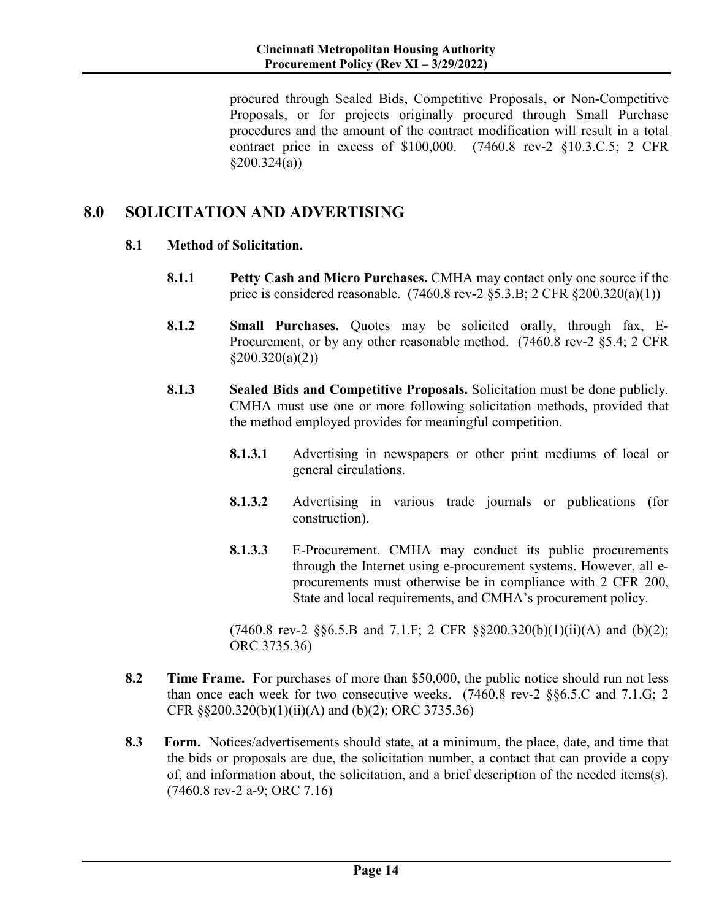procured through Sealed Bids, Competitive Proposals, or Non-Competitive Proposals, or for projects originally procured through Small Purchase procedures and the amount of the contract modification will result in a total contract price in excess of \$100,000. (7460.8 rev-2 §10.3.C.5; 2 CFR §200.324(a))

## 8.0 SOLICITATION AND ADVERTISING

### 8.1 Method of Solicitation.

**8.1.1 Petty Cash and Micro Purchases.** CMHA may contact only one source if the price is considered reasonable. (7460.8 rev-2 §5.3.B; 2 CFR §200.320(a)(1))

**8.1.2 Small Purchases.** Quotes may be solicited orally, through fax, E-Procurement, or by any other reasonable method. (7460.8 rev-2 §5.4; 2 CFR §200.320(a)(2))

**8.1.3 Sealed Bids and Competitive Proposals.** Solicitation must be done publicly. CMHA must use one or more following solicitation methods, provided that the method employed provides for meaningful competition.

**8.1.3.1** Advertising in newspapers or other print mediums of local or general circulations.

**8.1.3.2** Advertising in various trade journals or publications (for construction).

**8.1.3.3** E-Procurement. CMHA may conduct its public procurements through the Internet using e-procurement systems. However, all e-procurements must otherwise be in compliance with 2 CFR 200, State and local requirements, and CMHA's procurement policy.

(7460.8 rev-2 §§6.5.B and 7.1.F; 2 CFR §§200.320(b)(1)(ii)(A) and (b)(2); ORC 3735.36)

**8.2 Time Frame.** For purchases of more than \$50,000, the public notice should run not less than once each week for two consecutive weeks. (7460.8 rev-2 §§6.5.C and 7.1.G; 2 CFR §§200.320(b)(1)(ii)(A) and (b)(2); ORC 3735.36)

**8.3 Form.** Notices/advertisements should state, at a minimum, the place, date, and time that the bids or proposals are due, the solicitation number, a contact that can provide a copy of, and information about, the solicitation, and a brief description of the needed items(s). (7460.8 rev-2 a-9; ORC 7.16)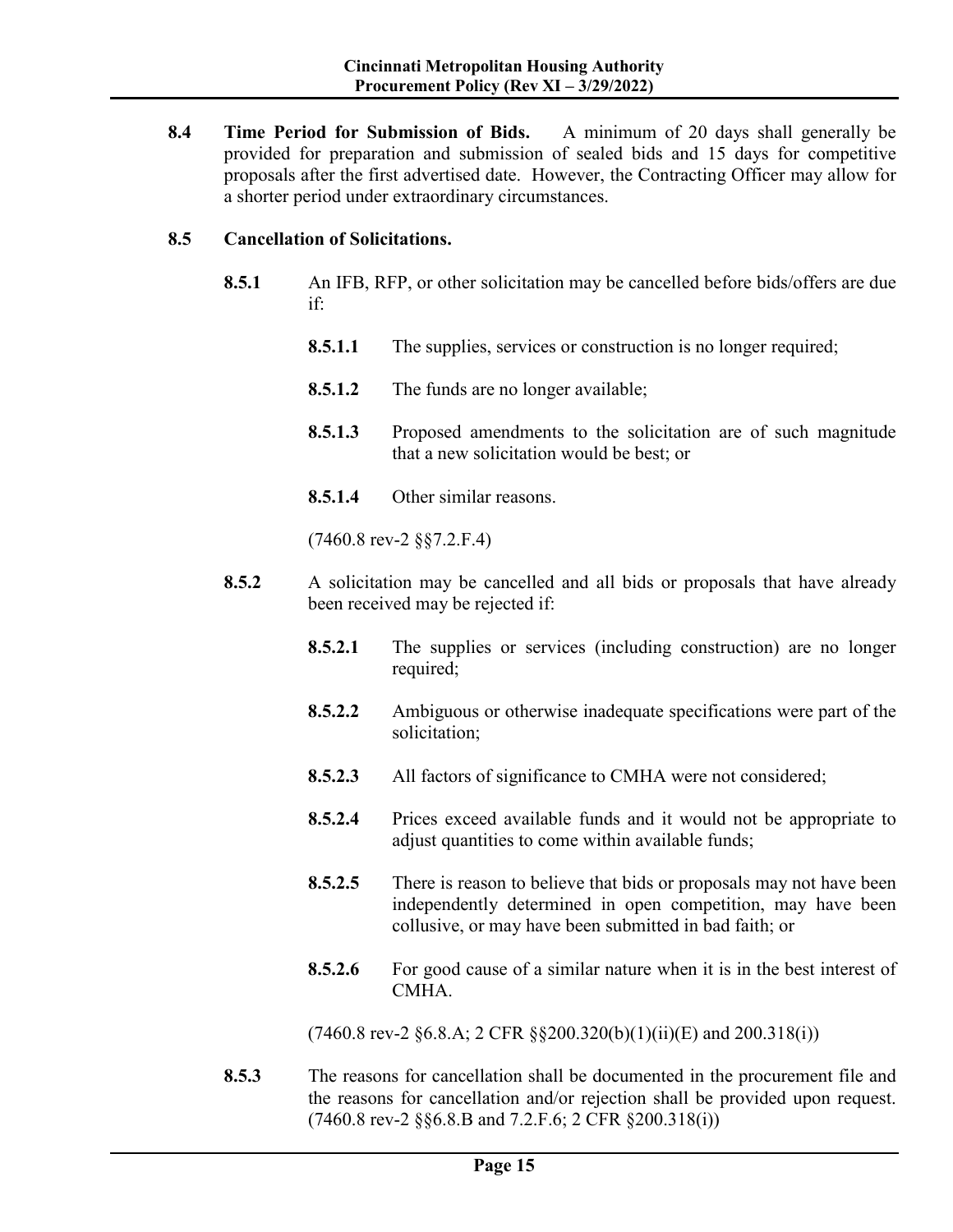**8.4 Time Period for Submission of Bids.** A minimum of 20 days shall generally be provided for preparation and submission of sealed bids and 15 days for competitive proposals after the first advertised date. However, the Contracting Officer may allow for a shorter period under extraordinary circumstances.

**8.5 Cancellation of Solicitations.**

**8.5.1** An IFB, RFP, or other solicitation may be cancelled before bids/offers are due if:

**8.5.1.1** The supplies, services or construction is no longer required;

**8.5.1.2** The funds are no longer available;

**8.5.1.3** Proposed amendments to the solicitation are of such magnitude that a new solicitation would be best; or

**8.5.1.4** Other similar reasons.

(7460.8 rev-2 §§7.2.F.4)

**8.5.2** A solicitation may be cancelled and all bids or proposals that have already been received may be rejected if:

**8.5.2.1** The supplies or services (including construction) are no longer required;

**8.5.2.2** Ambiguous or otherwise inadequate specifications were part of the solicitation;

**8.5.2.3** All factors of significance to CMHA were not considered;

**8.5.2.4** Prices exceed available funds and it would not be appropriate to adjust quantities to come within available funds;

**8.5.2.5** There is reason to believe that bids or proposals may not have been independently determined in open competition, may have been collusive, or may have been submitted in bad faith; or

**8.5.2.6** For good cause of a similar nature when it is in the best interest of CMHA.

(7460.8 rev-2 §6.8.A; 2 CFR §§200.320(b)(1)(ii)(E) and 200.318(i))

**8.5.3** The reasons for cancellation shall be documented in the procurement file and the reasons for cancellation and/or rejection shall be provided upon request. (7460.8 rev-2 §§6.8.B and 7.2.F.6; 2 CFR §200.318(i))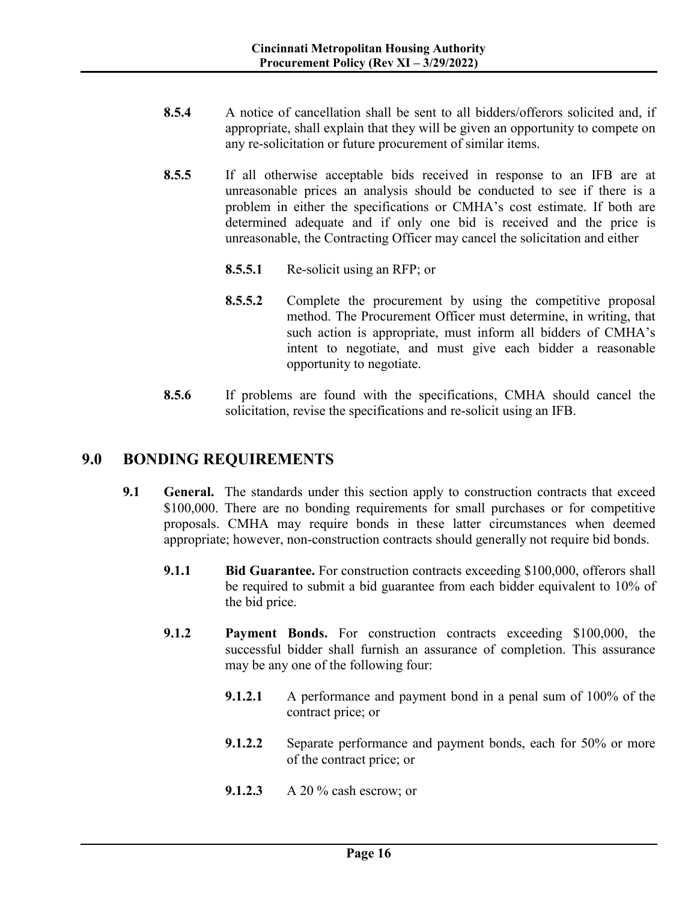**8.5.4** A notice of cancellation shall be sent to all bidders/offerors solicited and, if appropriate, shall explain that they will be given an opportunity to compete on any re-solicitation or future procurement of similar items.

**8.5.5** If all otherwise acceptable bids received in response to an IFB are at unreasonable prices an analysis should be conducted to see if there is a problem in either the specifications or CMHA's cost estimate. If both are determined adequate and if only one bid is received and the price is unreasonable, the Contracting Officer may cancel the solicitation and either

**8.5.5.1** Re-solicit using an RFP; or

**8.5.5.2** Complete the procurement by using the competitive proposal method. The Procurement Officer must determine, in writing, that such action is appropriate, must inform all bidders of CMHA's intent to negotiate, and must give each bidder a reasonable opportunity to negotiate.

**8.5.6** If problems are found with the specifications, CMHA should cancel the solicitation, revise the specifications and re-solicit using an IFB.

## 9.0 BONDING REQUIREMENTS

**9.1 General.** The standards under this section apply to construction contracts that exceed \$100,000. There are no bonding requirements for small purchases or for competitive proposals. CMHA may require bonds in these latter circumstances when deemed appropriate; however, non-construction contracts should generally not require bid bonds.

**9.1.1 Bid Guarantee.** For construction contracts exceeding \$100,000, offerors shall be required to submit a bid guarantee from each bidder equivalent to 10% of the bid price.

**9.1.2 Payment Bonds.** For construction contracts exceeding \$100,000, the successful bidder shall furnish an assurance of completion. This assurance may be any one of the following four:

**9.1.2.1** A performance and payment bond in a penal sum of 100% of the contract price; or

**9.1.2.2** Separate performance and payment bonds, each for 50% or more of the contract price; or

**9.1.2.3** A 20 % cash escrow; or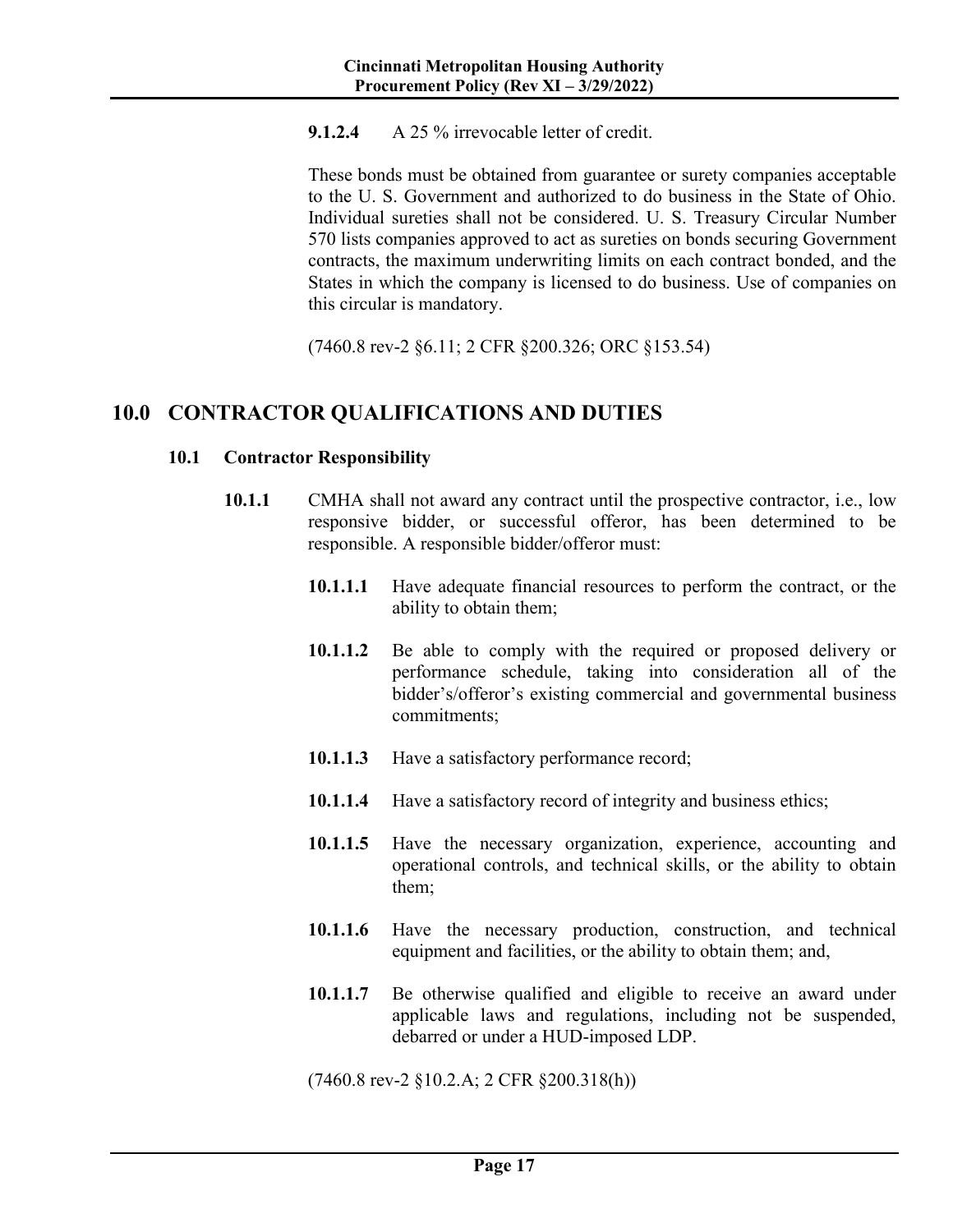**9.1.2.4** A 25 % irrevocable letter of credit.

These bonds must be obtained from guarantee or surety companies acceptable to the U. S. Government and authorized to do business in the State of Ohio. Individual sureties shall not be considered. U. S. Treasury Circular Number 570 lists companies approved to act as sureties on bonds securing Government contracts, the maximum underwriting limits on each contract bonded, and the States in which the company is licensed to do business. Use of companies on this circular is mandatory.

(7460.8 rev-2 §6.11; 2 CFR §200.326; ORC §153.54)

# 10.0 CONTRACTOR QUALIFICATIONS AND DUTIES

## 10.1 Contractor Responsibility

**10.1.1** CMHA shall not award any contract until the prospective contractor, i.e., low responsive bidder, or successful offeror, has been determined to be responsible. A responsible bidder/offeror must:

**10.1.1.1** Have adequate financial resources to perform the contract, or the ability to obtain them;

**10.1.1.2** Be able to comply with the required or proposed delivery or performance schedule, taking into consideration all of the bidder's/offeror's existing commercial and governmental business commitments;

**10.1.1.3** Have a satisfactory performance record;

**10.1.1.4** Have a satisfactory record of integrity and business ethics;

**10.1.1.5** Have the necessary organization, experience, accounting and operational controls, and technical skills, or the ability to obtain them;

**10.1.1.6** Have the necessary production, construction, and technical equipment and facilities, or the ability to obtain them; and,

**10.1.1.7** Be otherwise qualified and eligible to receive an award under applicable laws and regulations, including not be suspended, debarred or under a HUD-imposed LDP.

(7460.8 rev-2 §10.2.A; 2 CFR §200.318(h))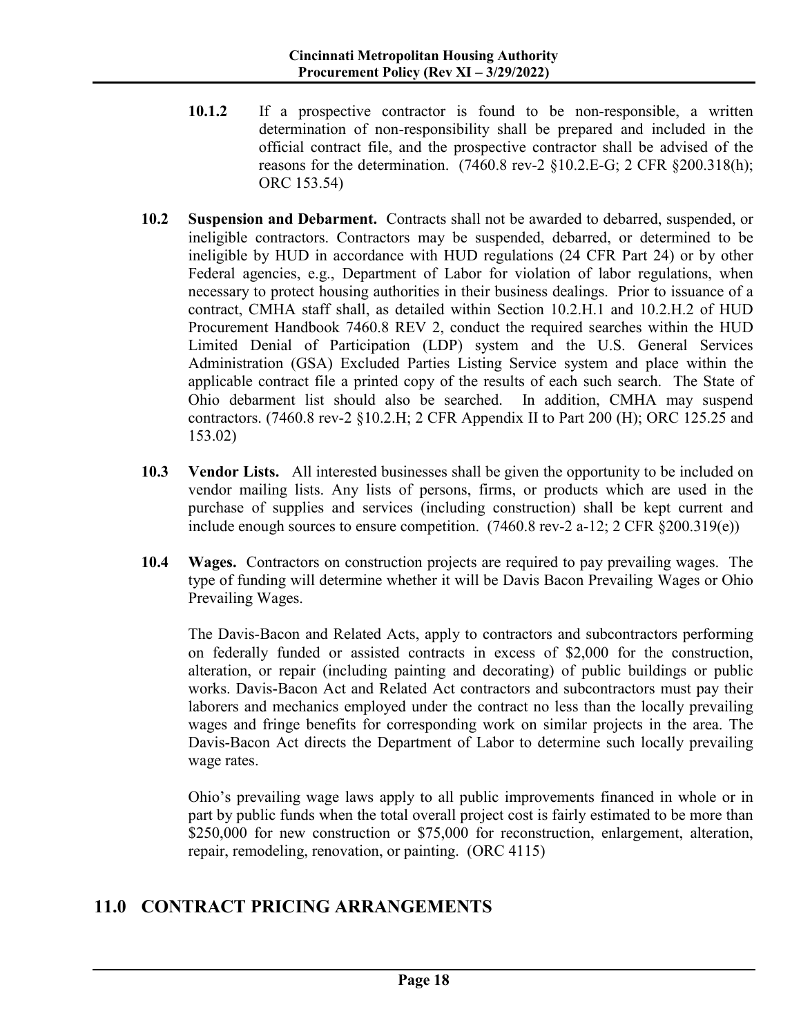**10.1.2** If a prospective contractor is found to be non-responsible, a written determination of non-responsibility shall be prepared and included in the official contract file, and the prospective contractor shall be advised of the reasons for the determination. (7460.8 rev-2 §10.2.E-G; 2 CFR §200.318(h); ORC 153.54)

**10.2 Suspension and Debarment.** Contracts shall not be awarded to debarred, suspended, or ineligible contractors. Contractors may be suspended, debarred, or determined to be ineligible by HUD in accordance with HUD regulations (24 CFR Part 24) or by other Federal agencies, e.g., Department of Labor for violation of labor regulations, when necessary to protect housing authorities in their business dealings. Prior to issuance of a contract, CMHA staff shall, as detailed within Section 10.2.H.1 and 10.2.H.2 of HUD Procurement Handbook 7460.8 REV 2, conduct the required searches within the HUD Limited Denial of Participation (LDP) system and the U.S. General Services Administration (GSA) Excluded Parties Listing Service system and place within the applicable contract file a printed copy of the results of each such search. The State of Ohio debarment list should also be searched. In addition, CMHA may suspend contractors. (7460.8 rev-2 §10.2.H; 2 CFR Appendix II to Part 200 (H); ORC 125.25 and 153.02)

**10.3 Vendor Lists.** All interested businesses shall be given the opportunity to be included on vendor mailing lists. Any lists of persons, firms, or products which are used in the purchase of supplies and services (including construction) shall be kept current and include enough sources to ensure competition. (7460.8 rev-2 a-12; 2 CFR §200.319(e))

**10.4 Wages.** Contractors on construction projects are required to pay prevailing wages. The type of funding will determine whether it will be Davis Bacon Prevailing Wages or Ohio Prevailing Wages.

The Davis-Bacon and Related Acts, apply to contractors and subcontractors performing on federally funded or assisted contracts in excess of $2,000 for the construction, alteration, or repair (including painting and decorating) of public buildings or public works. Davis-Bacon Act and Related Act contractors and subcontractors must pay their laborers and mechanics employed under the contract no less than the locally prevailing wages and fringe benefits for corresponding work on similar projects in the area. The Davis-Bacon Act directs the Department of Labor to determine such locally prevailing wage rates.

Ohio's prevailing wage laws apply to all public improvements financed in whole or in part by public funds when the total overall project cost is fairly estimated to be more than $250,000 for new construction or $75,000 for reconstruction, enlargement, alteration, repair, remodeling, renovation, or painting. (ORC 4115)

# 11.0 CONTRACT PRICING ARRANGEMENTS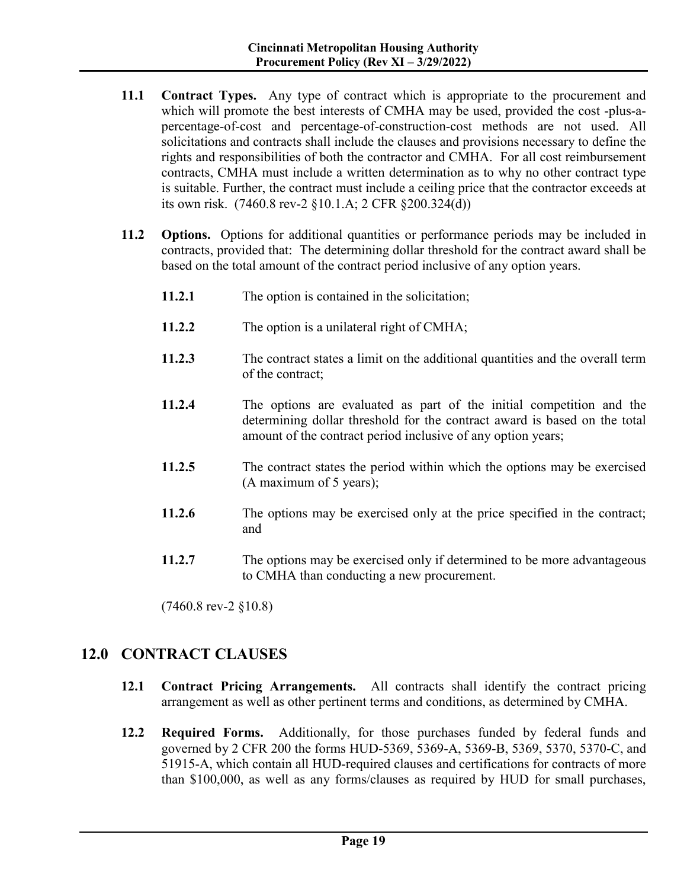**11.1 Contract Types.** Any type of contract which is appropriate to the procurement and which will promote the best interests of CMHA may be used, provided the cost -plus-a-percentage-of-cost and percentage-of-construction-cost methods are not used. All solicitations and contracts shall include the clauses and provisions necessary to define the rights and responsibilities of both the contractor and CMHA. For all cost reimbursement contracts, CMHA must include a written determination as to why no other contract type is suitable. Further, the contract must include a ceiling price that the contractor exceeds at its own risk. (7460.8 rev-2 §10.1.A; 2 CFR §200.324(d))

**11.2 Options.** Options for additional quantities or performance periods may be included in contracts, provided that: The determining dollar threshold for the contract award shall be based on the total amount of the contract period inclusive of any option years.

- **11.2.1** The option is contained in the solicitation;
- **11.2.2** The option is a unilateral right of CMHA;
- **11.2.3** The contract states a limit on the additional quantities and the overall term of the contract;
- **11.2.4** The options are evaluated as part of the initial competition and the determining dollar threshold for the contract award is based on the total amount of the contract period inclusive of any option years;
- **11.2.5** The contract states the period within which the options may be exercised (A maximum of 5 years);
- **11.2.6** The options may be exercised only at the price specified in the contract; and
- **11.2.7** The options may be exercised only if determined to be more advantageous to CMHA than conducting a new procurement.

(7460.8 rev-2 §10.8)

## 12.0 CONTRACT CLAUSES

**12.1 Contract Pricing Arrangements.** All contracts shall identify the contract pricing arrangement as well as other pertinent terms and conditions, as determined by CMHA.

**12.2 Required Forms.** Additionally, for those purchases funded by federal funds and governed by 2 CFR 200 the forms HUD-5369, 5369-A, 5369-B, 5369, 5370, 5370-C, and 51915-A, which contain all HUD-required clauses and certifications for contracts of more than $100,000, as well as any forms/clauses as required by HUD for small purchases,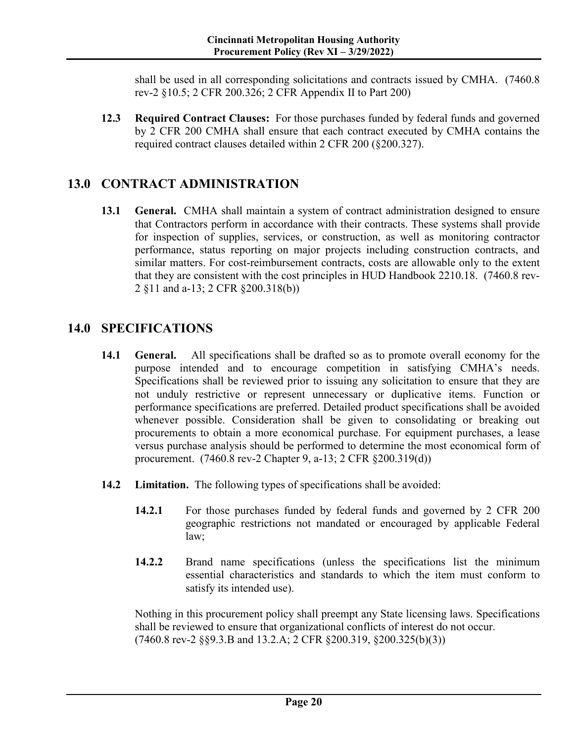shall be used in all corresponding solicitations and contracts issued by CMHA. (7460.8 rev-2 §10.5; 2 CFR 200.326; 2 CFR Appendix II to Part 200)

**12.3 Required Contract Clauses:** For those purchases funded by federal funds and governed by 2 CFR 200 CMHA shall ensure that each contract executed by CMHA contains the required contract clauses detailed within 2 CFR 200 (§200.327).

## 13.0 CONTRACT ADMINISTRATION

**13.1 General.** CMHA shall maintain a system of contract administration designed to ensure that Contractors perform in accordance with their contracts. These systems shall provide for inspection of supplies, services, or construction, as well as monitoring contractor performance, status reporting on major projects including construction contracts, and similar matters. For cost-reimbursement contracts, costs are allowable only to the extent that they are consistent with the cost principles in HUD Handbook 2210.18. (7460.8 rev-2 §11 and a-13; 2 CFR §200.318(b))

## 14.0 SPECIFICATIONS

**14.1 General.** All specifications shall be drafted so as to promote overall economy for the purpose intended and to encourage competition in satisfying CMHA's needs. Specifications shall be reviewed prior to issuing any solicitation to ensure that they are not unduly restrictive or represent unnecessary or duplicative items. Function or performance specifications are preferred. Detailed product specifications shall be avoided whenever possible. Consideration shall be given to consolidating or breaking out procurements to obtain a more economical purchase. For equipment purchases, a lease versus purchase analysis should be performed to determine the most economical form of procurement. (7460.8 rev-2 Chapter 9, a-13; 2 CFR §200.319(d))

**14.2 Limitation.** The following types of specifications shall be avoided:

**14.2.1** For those purchases funded by federal funds and governed by 2 CFR 200 geographic restrictions not mandated or encouraged by applicable Federal law;

**14.2.2** Brand name specifications (unless the specifications list the minimum essential characteristics and standards to which the item must conform to satisfy its intended use).

Nothing in this procurement policy shall preempt any State licensing laws. Specifications shall be reviewed to ensure that organizational conflicts of interest do not occur. (7460.8 rev-2 §§9.3.B and 13.2.A; 2 CFR §200.319, §200.325(b)(3))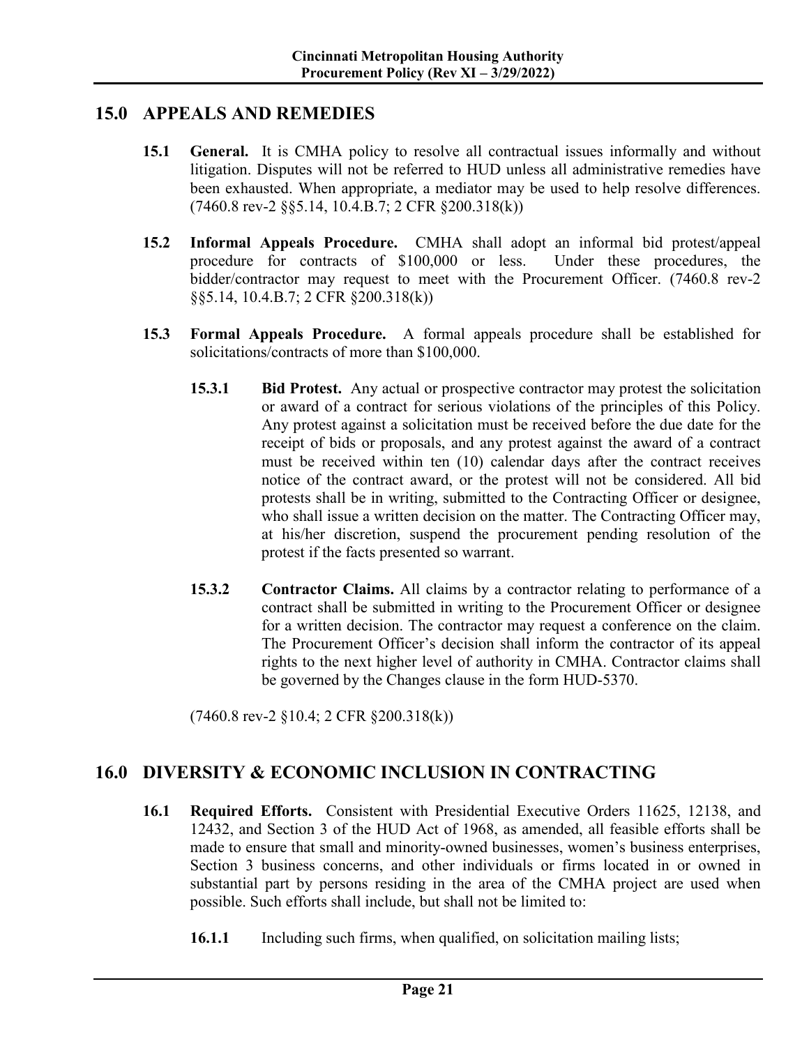## 15.0 APPEALS AND REMEDIES

**15.1 General.** It is CMHA policy to resolve all contractual issues informally and without litigation. Disputes will not be referred to HUD unless all administrative remedies have been exhausted. When appropriate, a mediator may be used to help resolve differences. (7460.8 rev-2 §§5.14, 10.4.B.7; 2 CFR §200.318(k))

**15.2 Informal Appeals Procedure.** CMHA shall adopt an informal bid protest/appeal procedure for contracts of $100,000 or less. Under these procedures, the bidder/contractor may request to meet with the Procurement Officer. (7460.8 rev-2 §§5.14, 10.4.B.7; 2 CFR §200.318(k))

**15.3 Formal Appeals Procedure.** A formal appeals procedure shall be established for solicitations/contracts of more than $100,000.

**15.3.1 Bid Protest.** Any actual or prospective contractor may protest the solicitation or award of a contract for serious violations of the principles of this Policy. Any protest against a solicitation must be received before the due date for the receipt of bids or proposals, and any protest against the award of a contract must be received within ten (10) calendar days after the contract receives notice of the contract award, or the protest will not be considered. All bid protests shall be in writing, submitted to the Contracting Officer or designee, who shall issue a written decision on the matter. The Contracting Officer may, at his/her discretion, suspend the procurement pending resolution of the protest if the facts presented so warrant.

**15.3.2 Contractor Claims.** All claims by a contractor relating to performance of a contract shall be submitted in writing to the Procurement Officer or designee for a written decision. The contractor may request a conference on the claim. The Procurement Officer's decision shall inform the contractor of its appeal rights to the next higher level of authority in CMHA. Contractor claims shall be governed by the Changes clause in the form HUD-5370.

(7460.8 rev-2 §10.4; 2 CFR §200.318(k))

## 16.0 DIVERSITY & ECONOMIC INCLUSION IN CONTRACTING

**16.1 Required Efforts.** Consistent with Presidential Executive Orders 11625, 12138, and 12432, and Section 3 of the HUD Act of 1968, as amended, all feasible efforts shall be made to ensure that small and minority-owned businesses, women's business enterprises, Section 3 business concerns, and other individuals or firms located in or owned in substantial part by persons residing in the area of the CMHA project are used when possible. Such efforts shall include, but shall not be limited to:

**16.1.1** Including such firms, when qualified, on solicitation mailing lists;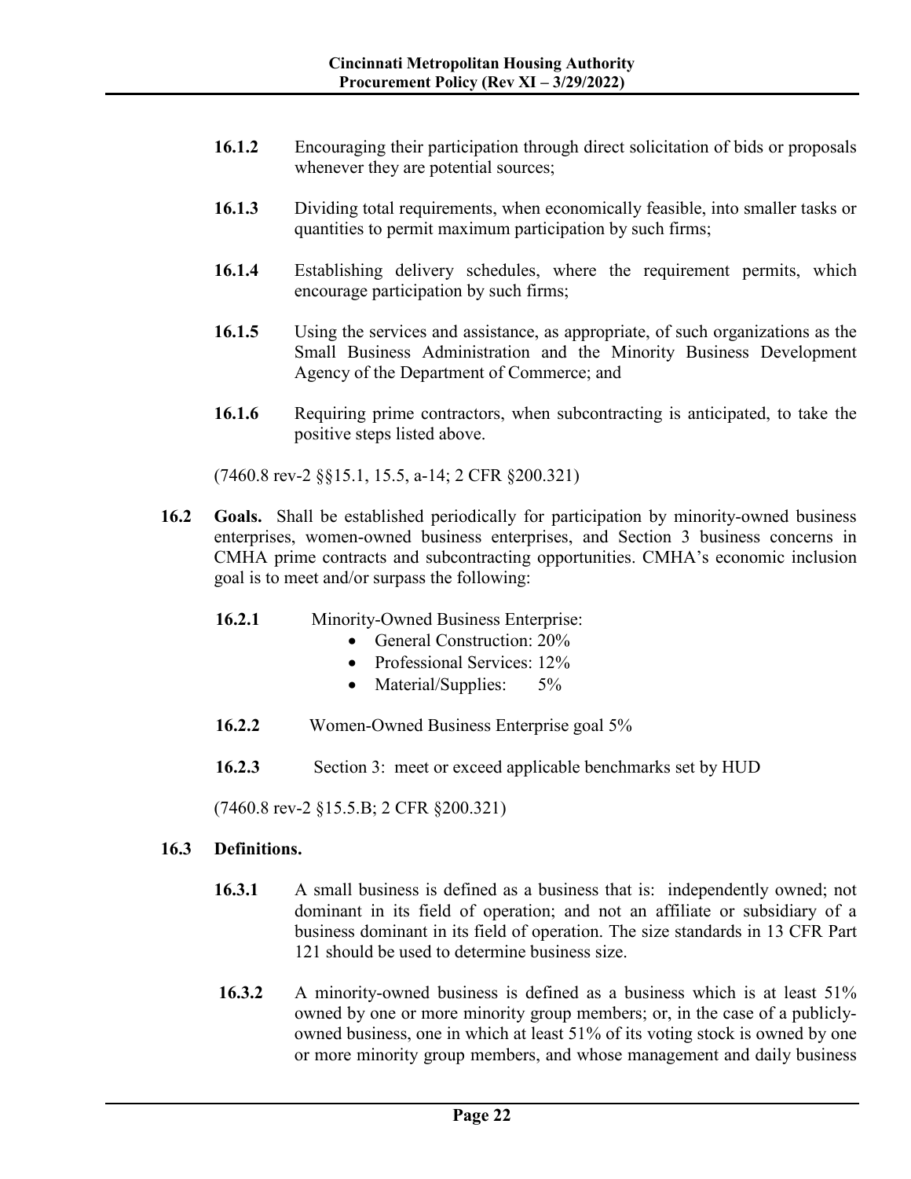**16.1.2** Encouraging their participation through direct solicitation of bids or proposals whenever they are potential sources;

**16.1.3** Dividing total requirements, when economically feasible, into smaller tasks or quantities to permit maximum participation by such firms;

**16.1.4** Establishing delivery schedules, where the requirement permits, which encourage participation by such firms;

**16.1.5** Using the services and assistance, as appropriate, of such organizations as the Small Business Administration and the Minority Business Development Agency of the Department of Commerce; and

**16.1.6** Requiring prime contractors, when subcontracting is anticipated, to take the positive steps listed above.

(7460.8 rev-2 §§15.1, 15.5, a-14; 2 CFR §200.321)

**16.2 Goals.** Shall be established periodically for participation by minority-owned business enterprises, women-owned business enterprises, and Section 3 business concerns in CMHA prime contracts and subcontracting opportunities. CMHA's economic inclusion goal is to meet and/or surpass the following:

**16.2.1** Minority-Owned Business Enterprise:

- General Construction: 20%
- Professional Services: 12%
- Material/Supplies: 5%

**16.2.2** Women-Owned Business Enterprise goal 5%

**16.2.3** Section 3: meet or exceed applicable benchmarks set by HUD

(7460.8 rev-2 §15.5.B; 2 CFR §200.321)

**16.3 Definitions.**

**16.3.1** A small business is defined as a business that is: independently owned; not dominant in its field of operation; and not an affiliate or subsidiary of a business dominant in its field of operation. The size standards in 13 CFR Part 121 should be used to determine business size.

**16.3.2** A minority-owned business is defined as a business which is at least 51% owned by one or more minority group members; or, in the case of a publicly-owned business, one in which at least 51% of its voting stock is owned by one or more minority group members, and whose management and daily business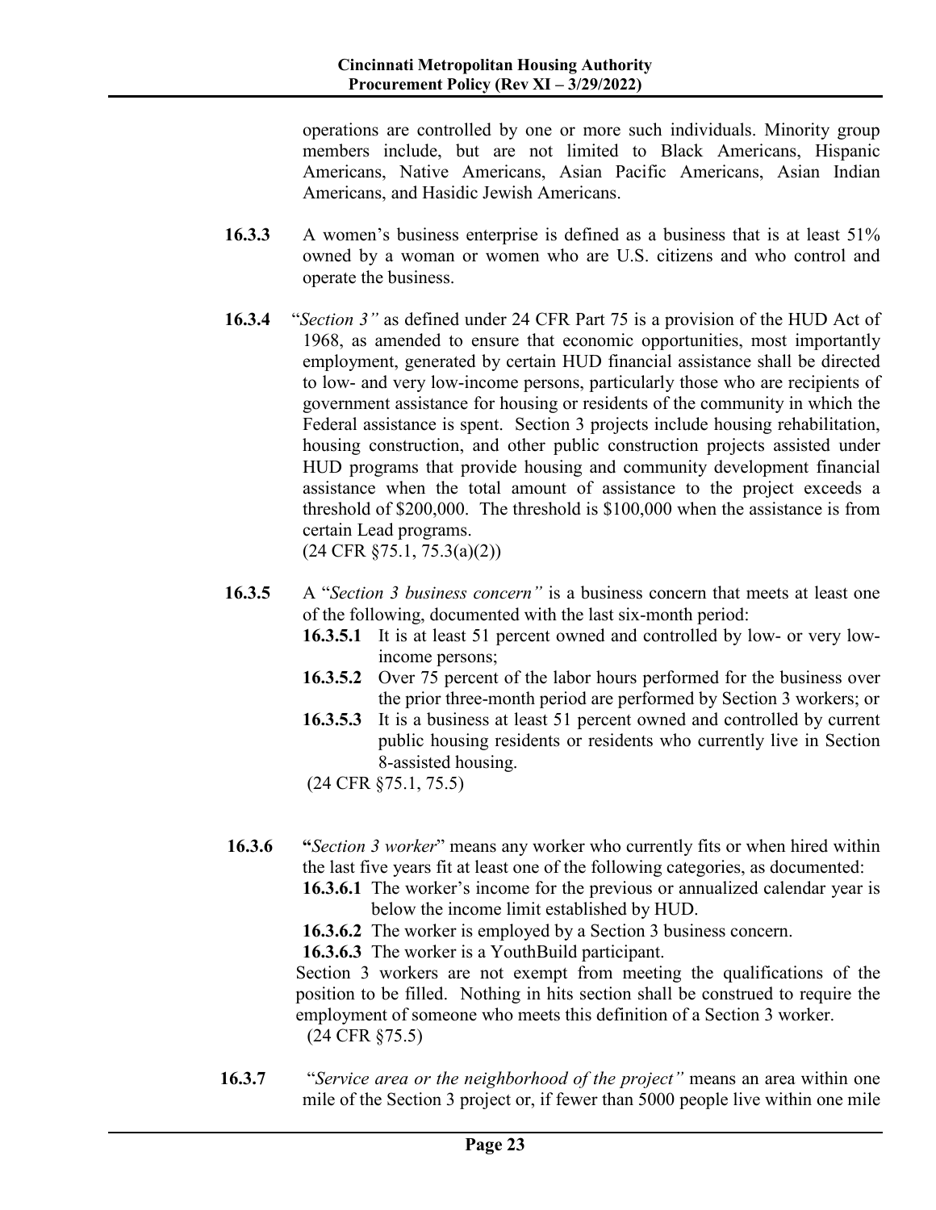operations are controlled by one or more such individuals. Minority group members include, but are not limited to Black Americans, Hispanic Americans, Native Americans, Asian Pacific Americans, Asian Indian Americans, and Hasidic Jewish Americans.

**16.3.3** A women's business enterprise is defined as a business that is at least 51% owned by a woman or women who are U.S. citizens and who control and operate the business.

**16.3.4** "*Section 3"* as defined under 24 CFR Part 75 is a provision of the HUD Act of 1968, as amended to ensure that economic opportunities, most importantly employment, generated by certain HUD financial assistance shall be directed to low- and very low-income persons, particularly those who are recipients of government assistance for housing or residents of the community in which the Federal assistance is spent. Section 3 projects include housing rehabilitation, housing construction, and other public construction projects assisted under HUD programs that provide housing and community development financial assistance when the total amount of assistance to the project exceeds a threshold of $200,000. The threshold is $100,000 when the assistance is from certain Lead programs.
(24 CFR §75.1, 75.3(a)(2))

**16.3.5** A "*Section 3 business concern"* is a business concern that meets at least one of the following, documented with the last six-month period:

- **16.3.5.1** It is at least 51 percent owned and controlled by low- or very low-income persons;
- **16.3.5.2** Over 75 percent of the labor hours performed for the business over the prior three-month period are performed by Section 3 workers; or
- **16.3.5.3** It is a business at least 51 percent owned and controlled by current public housing residents or residents who currently live in Section 8-assisted housing.

(24 CFR §75.1, 75.5)

**16.3.6** **"***Section 3 worker*" means any worker who currently fits or when hired within the last five years fit at least one of the following categories, as documented:

- **16.3.6.1** The worker's income for the previous or annualized calendar year is below the income limit established by HUD.
- **16.3.6.2** The worker is employed by a Section 3 business concern.
- **16.3.6.3** The worker is a YouthBuild participant.

Section 3 workers are not exempt from meeting the qualifications of the position to be filled. Nothing in hits section shall be construed to require the employment of someone who meets this definition of a Section 3 worker.
(24 CFR §75.5)

**16.3.7** "*Service area or the neighborhood of the project"* means an area within one mile of the Section 3 project or, if fewer than 5000 people live within one mile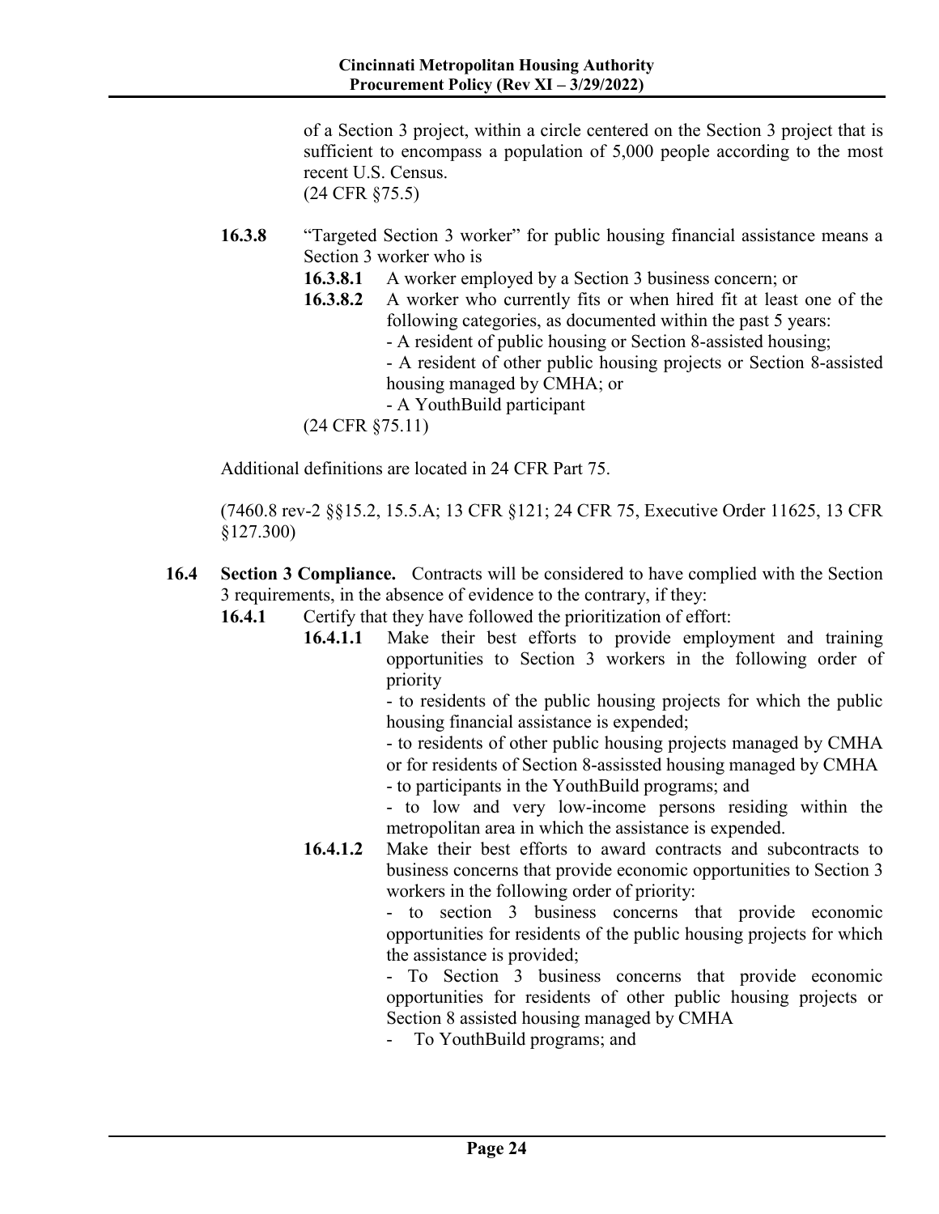of a Section 3 project, within a circle centered on the Section 3 project that is sufficient to encompass a population of 5,000 people according to the most recent U.S. Census.
(24 CFR §75.5)

**16.3.8** "Targeted Section 3 worker" for public housing financial assistance means a Section 3 worker who is

**16.3.8.1** A worker employed by a Section 3 business concern; or

**16.3.8.2** A worker who currently fits or when hired fit at least one of the following categories, as documented within the past 5 years:
- A resident of public housing or Section 8-assisted housing;
- A resident of other public housing projects or Section 8-assisted housing managed by CMHA; or
- A YouthBuild participant

(24 CFR §75.11)

Additional definitions are located in 24 CFR Part 75.

(7460.8 rev-2 §§15.2, 15.5.A; 13 CFR §121; 24 CFR 75, Executive Order 11625, 13 CFR §127.300)

**16.4** **Section 3 Compliance.** Contracts will be considered to have complied with the Section 3 requirements, in the absence of evidence to the contrary, if they:

**16.4.1** Certify that they have followed the prioritization of effort:

**16.4.1.1** Make their best efforts to provide employment and training opportunities to Section 3 workers in the following order of priority
- to residents of the public housing projects for which the public housing financial assistance is expended;
- to residents of other public housing projects managed by CMHA or for residents of Section 8-assissted housing managed by CMHA
- to participants in the YouthBuild programs; and
- to low and very low-income persons residing within the metropolitan area in which the assistance is expended.

**16.4.1.2** Make their best efforts to award contracts and subcontracts to business concerns that provide economic opportunities to Section 3 workers in the following order of priority:
- to section 3 business concerns that provide economic opportunities for residents of the public housing projects for which the assistance is provided;
- To Section 3 business concerns that provide economic opportunities for residents of other public housing projects or Section 8 assisted housing managed by CMHA
- To YouthBuild programs; and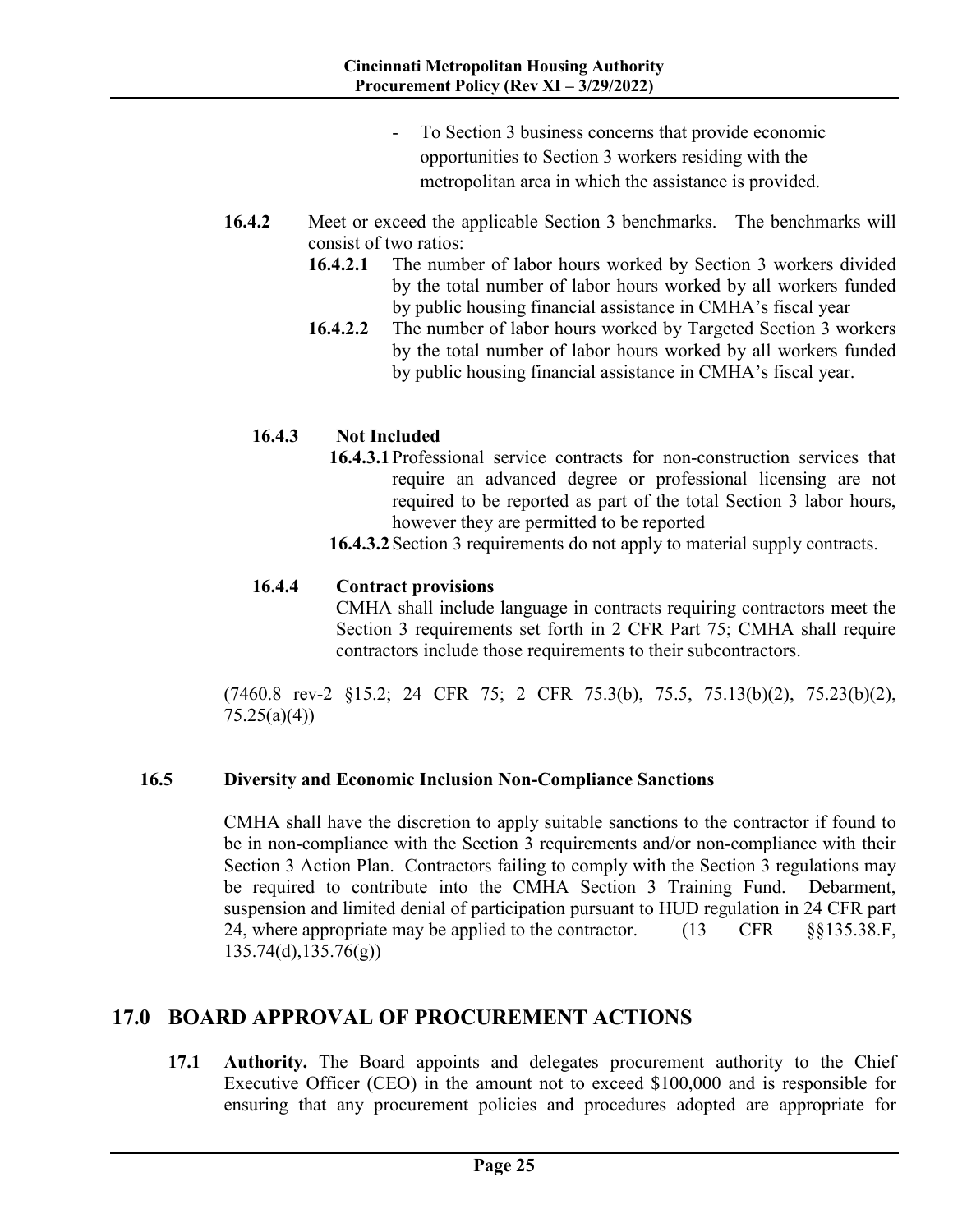- To Section 3 business concerns that provide economic opportunities to Section 3 workers residing with the metropolitan area in which the assistance is provided.

**16.4.2** Meet or exceed the applicable Section 3 benchmarks. The benchmarks will consist of two ratios:

**16.4.2.1** The number of labor hours worked by Section 3 workers divided by the total number of labor hours worked by all workers funded by public housing financial assistance in CMHA's fiscal year

**16.4.2.2** The number of labor hours worked by Targeted Section 3 workers by the total number of labor hours worked by all workers funded by public housing financial assistance in CMHA's fiscal year.

**16.4.3 Not Included**

**16.4.3.1** Professional service contracts for non-construction services that require an advanced degree or professional licensing are not required to be reported as part of the total Section 3 labor hours, however they are permitted to be reported

**16.4.3.2** Section 3 requirements do not apply to material supply contracts.

**16.4.4 Contract provisions**

CMHA shall include language in contracts requiring contractors meet the Section 3 requirements set forth in 2 CFR Part 75; CMHA shall require contractors include those requirements to their subcontractors.

(7460.8 rev-2 §15.2; 24 CFR 75; 2 CFR 75.3(b), 75.5, 75.13(b)(2), 75.23(b)(2), 75.25(a)(4))

### 16.5 Diversity and Economic Inclusion Non-Compliance Sanctions

CMHA shall have the discretion to apply suitable sanctions to the contractor if found to be in non-compliance with the Section 3 requirements and/or non-compliance with their Section 3 Action Plan. Contractors failing to comply with the Section 3 regulations may be required to contribute into the CMHA Section 3 Training Fund. Debarment, suspension and limited denial of participation pursuant to HUD regulation in 24 CFR part 24, where appropriate may be applied to the contractor. (13 CFR §§135.38.F, 135.74(d),135.76(g))

## 17.0 BOARD APPROVAL OF PROCUREMENT ACTIONS

**17.1 Authority.** The Board appoints and delegates procurement authority to the Chief Executive Officer (CEO) in the amount not to exceed $100,000 and is responsible for ensuring that any procurement policies and procedures adopted are appropriate for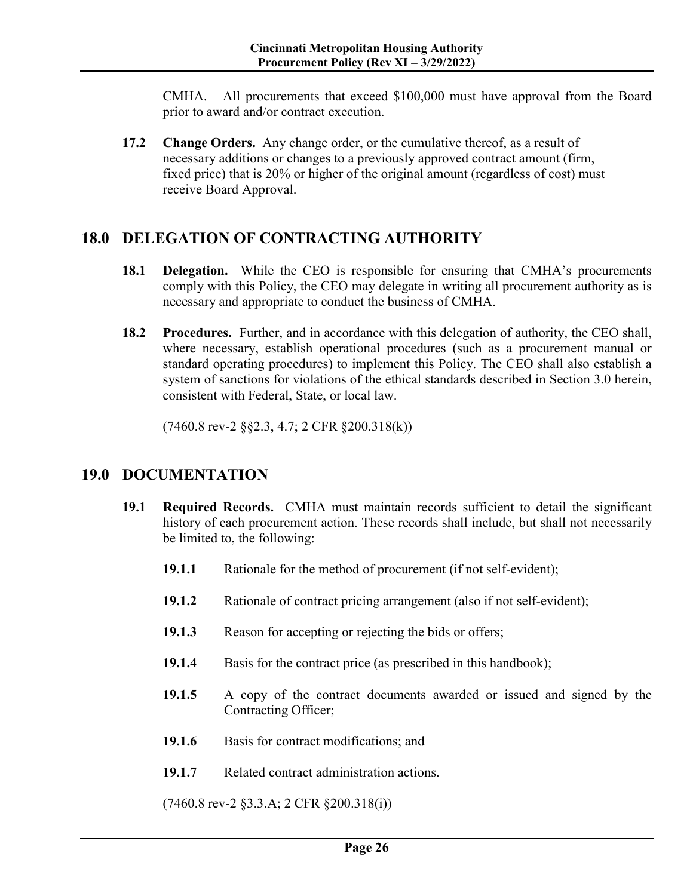CMHA. All procurements that exceed $100,000 must have approval from the Board prior to award and/or contract execution.

**17.2 Change Orders.** Any change order, or the cumulative thereof, as a result of necessary additions or changes to a previously approved contract amount (firm, fixed price) that is 20% or higher of the original amount (regardless of cost) must receive Board Approval.

## 18.0 DELEGATION OF CONTRACTING AUTHORITY

**18.1 Delegation.** While the CEO is responsible for ensuring that CMHA's procurements comply with this Policy, the CEO may delegate in writing all procurement authority as is necessary and appropriate to conduct the business of CMHA.

**18.2 Procedures.** Further, and in accordance with this delegation of authority, the CEO shall, where necessary, establish operational procedures (such as a procurement manual or standard operating procedures) to implement this Policy. The CEO shall also establish a system of sanctions for violations of the ethical standards described in Section 3.0 herein, consistent with Federal, State, or local law.

(7460.8 rev-2 §§2.3, 4.7; 2 CFR §200.318(k))

## 19.0 DOCUMENTATION

**19.1 Required Records.** CMHA must maintain records sufficient to detail the significant history of each procurement action. These records shall include, but shall not necessarily be limited to, the following:

**19.1.1** Rationale for the method of procurement (if not self-evident);

**19.1.2** Rationale of contract pricing arrangement (also if not self-evident);

**19.1.3** Reason for accepting or rejecting the bids or offers;

**19.1.4** Basis for the contract price (as prescribed in this handbook);

**19.1.5** A copy of the contract documents awarded or issued and signed by the Contracting Officer;

**19.1.6** Basis for contract modifications; and

**19.1.7** Related contract administration actions.

(7460.8 rev-2 §3.3.A; 2 CFR §200.318(i))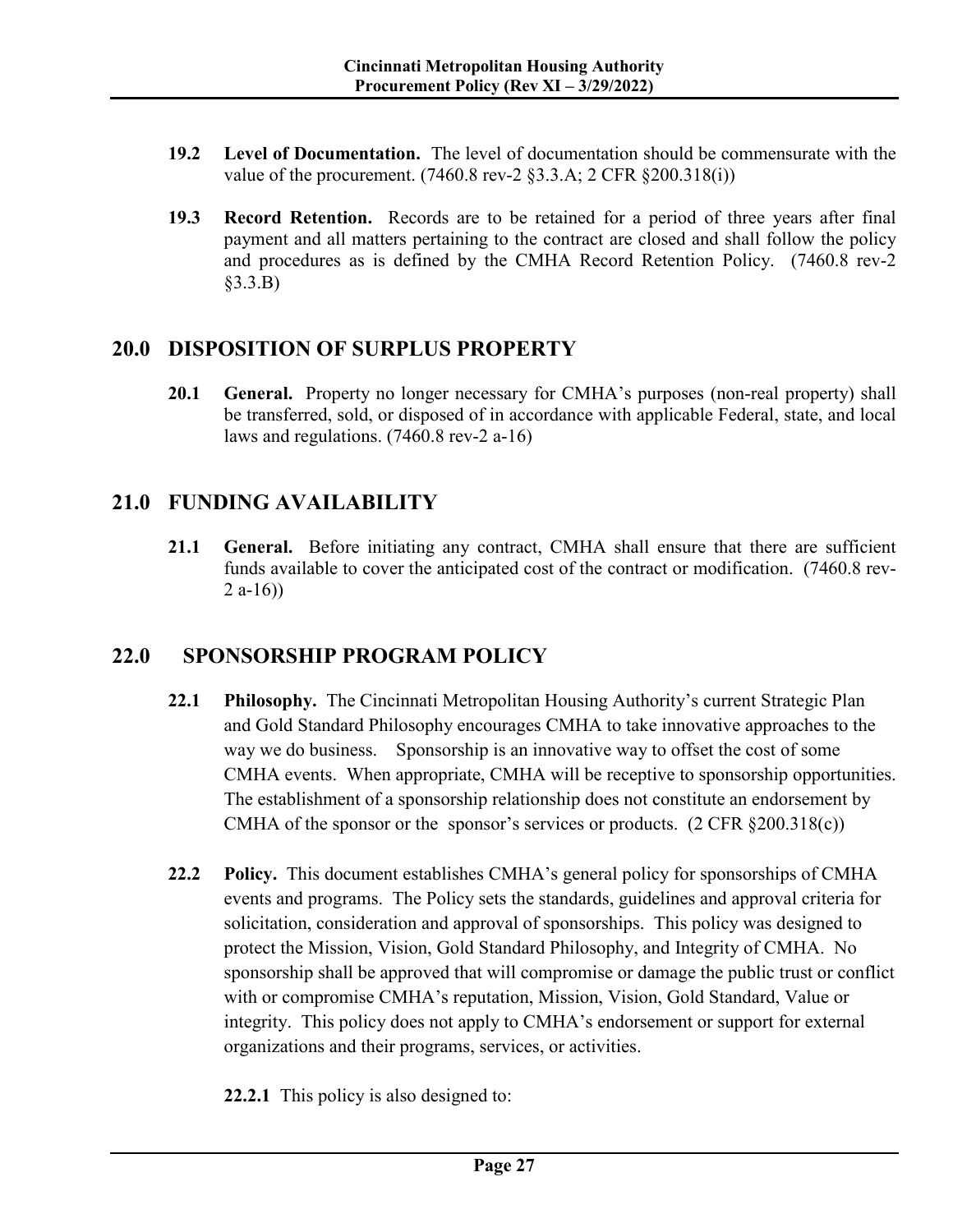**19.2 Level of Documentation.** The level of documentation should be commensurate with the value of the procurement. (7460.8 rev-2 §3.3.A; 2 CFR §200.318(i))

**19.3 Record Retention.** Records are to be retained for a period of three years after final payment and all matters pertaining to the contract are closed and shall follow the policy and procedures as is defined by the CMHA Record Retention Policy. (7460.8 rev-2 §3.3.B)

## 20.0 DISPOSITION OF SURPLUS PROPERTY

**20.1 General.** Property no longer necessary for CMHA's purposes (non-real property) shall be transferred, sold, or disposed of in accordance with applicable Federal, state, and local laws and regulations. (7460.8 rev-2 a-16)

## 21.0 FUNDING AVAILABILITY

**21.1 General.** Before initiating any contract, CMHA shall ensure that there are sufficient funds available to cover the anticipated cost of the contract or modification. (7460.8 rev-2 a-16))

## 22.0 SPONSORSHIP PROGRAM POLICY

**22.1 Philosophy.** The Cincinnati Metropolitan Housing Authority's current Strategic Plan and Gold Standard Philosophy encourages CMHA to take innovative approaches to the way we do business. Sponsorship is an innovative way to offset the cost of some CMHA events. When appropriate, CMHA will be receptive to sponsorship opportunities. The establishment of a sponsorship relationship does not constitute an endorsement by CMHA of the sponsor or the sponsor's services or products. (2 CFR §200.318(c))

**22.2 Policy.** This document establishes CMHA's general policy for sponsorships of CMHA events and programs. The Policy sets the standards, guidelines and approval criteria for solicitation, consideration and approval of sponsorships. This policy was designed to protect the Mission, Vision, Gold Standard Philosophy, and Integrity of CMHA. No sponsorship shall be approved that will compromise or damage the public trust or conflict with or compromise CMHA's reputation, Mission, Vision, Gold Standard, Value or integrity. This policy does not apply to CMHA's endorsement or support for external organizations and their programs, services, or activities.

**22.2.1** This policy is also designed to: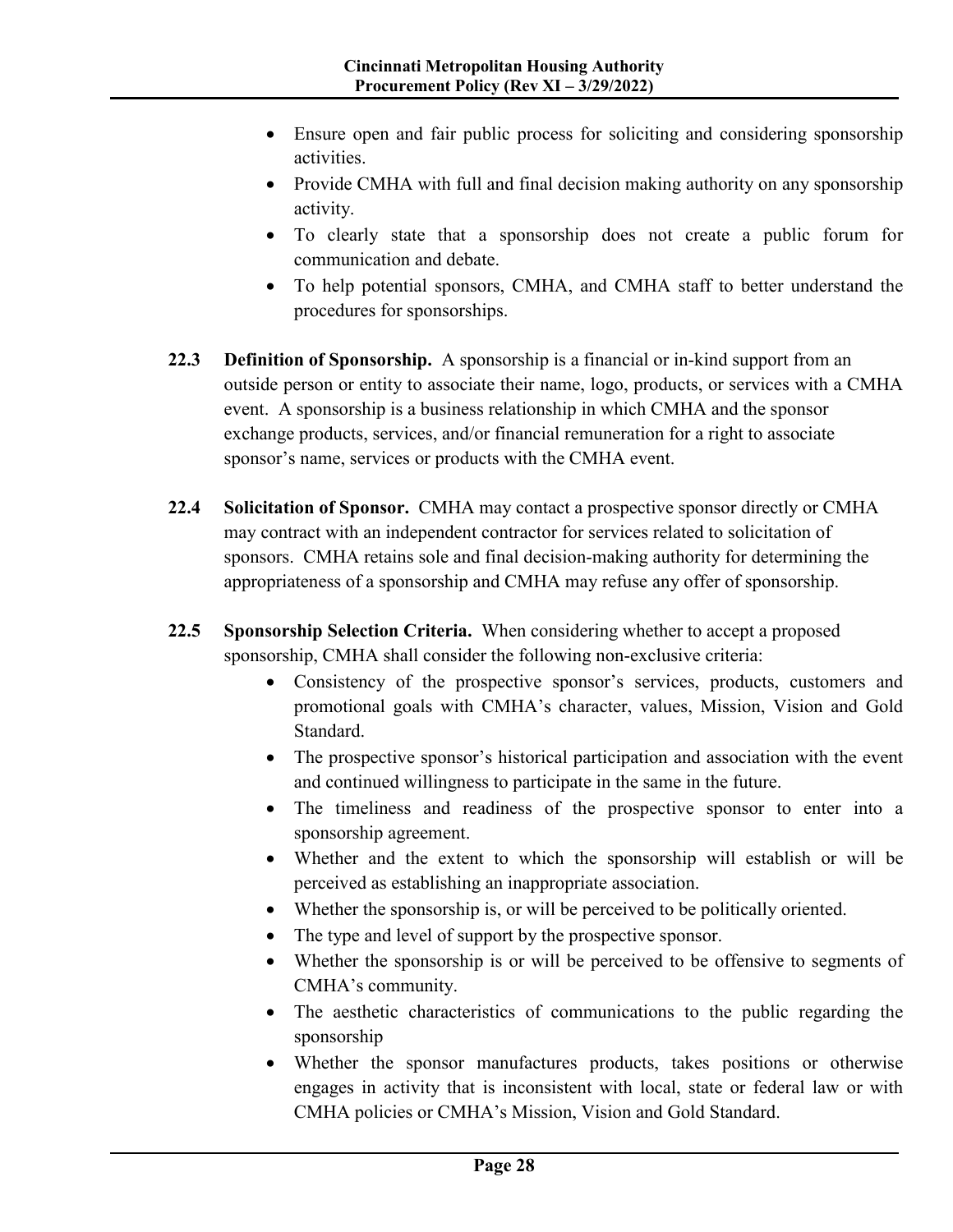- Ensure open and fair public process for soliciting and considering sponsorship activities.
- Provide CMHA with full and final decision making authority on any sponsorship activity.
- To clearly state that a sponsorship does not create a public forum for communication and debate.
- To help potential sponsors, CMHA, and CMHA staff to better understand the procedures for sponsorships.

**22.3 Definition of Sponsorship.** A sponsorship is a financial or in-kind support from an outside person or entity to associate their name, logo, products, or services with a CMHA event. A sponsorship is a business relationship in which CMHA and the sponsor exchange products, services, and/or financial remuneration for a right to associate sponsor's name, services or products with the CMHA event.

**22.4 Solicitation of Sponsor.** CMHA may contact a prospective sponsor directly or CMHA may contract with an independent contractor for services related to solicitation of sponsors. CMHA retains sole and final decision-making authority for determining the appropriateness of a sponsorship and CMHA may refuse any offer of sponsorship.

**22.5 Sponsorship Selection Criteria.** When considering whether to accept a proposed sponsorship, CMHA shall consider the following non-exclusive criteria:

- Consistency of the prospective sponsor's services, products, customers and promotional goals with CMHA's character, values, Mission, Vision and Gold Standard.
- The prospective sponsor's historical participation and association with the event and continued willingness to participate in the same in the future.
- The timeliness and readiness of the prospective sponsor to enter into a sponsorship agreement.
- Whether and the extent to which the sponsorship will establish or will be perceived as establishing an inappropriate association.
- Whether the sponsorship is, or will be perceived to be politically oriented.
- The type and level of support by the prospective sponsor.
- Whether the sponsorship is or will be perceived to be offensive to segments of CMHA's community.
- The aesthetic characteristics of communications to the public regarding the sponsorship
- Whether the sponsor manufactures products, takes positions or otherwise engages in activity that is inconsistent with local, state or federal law or with CMHA policies or CMHA's Mission, Vision and Gold Standard.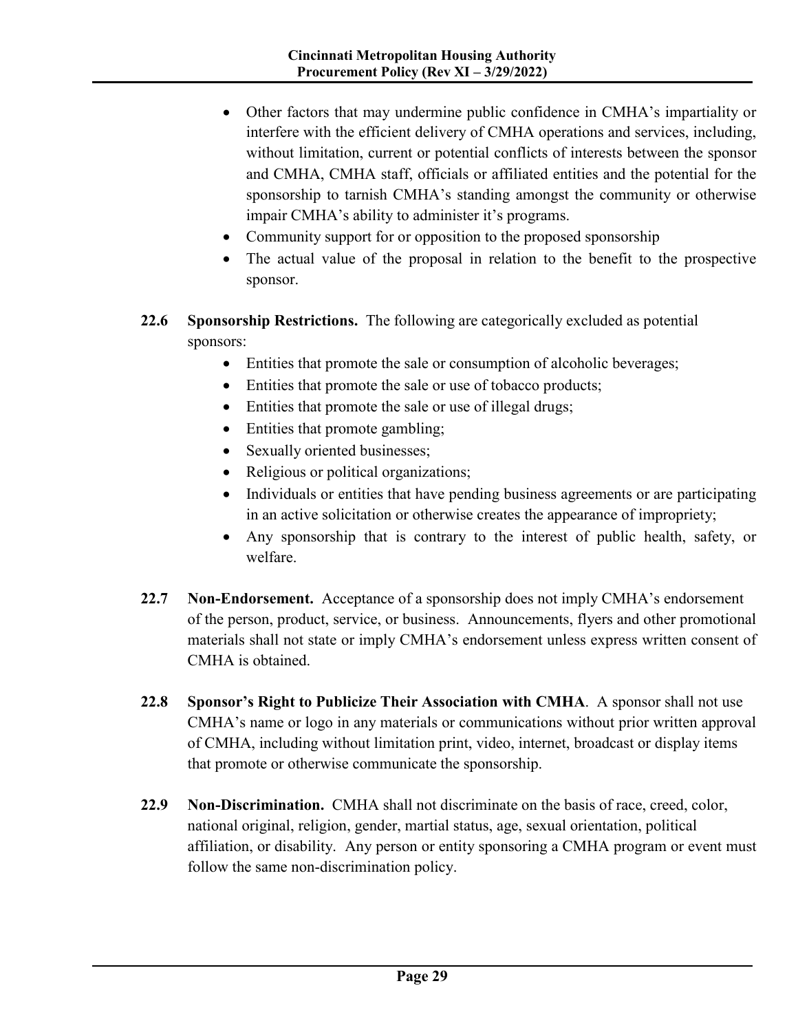- Other factors that may undermine public confidence in CMHA's impartiality or interfere with the efficient delivery of CMHA operations and services, including, without limitation, current or potential conflicts of interests between the sponsor and CMHA, CMHA staff, officials or affiliated entities and the potential for the sponsorship to tarnish CMHA's standing amongst the community or otherwise impair CMHA's ability to administer it's programs.
- Community support for or opposition to the proposed sponsorship
- The actual value of the proposal in relation to the benefit to the prospective sponsor.

**22.6 Sponsorship Restrictions.** The following are categorically excluded as potential sponsors:

- Entities that promote the sale or consumption of alcoholic beverages;
- Entities that promote the sale or use of tobacco products;
- Entities that promote the sale or use of illegal drugs;
- Entities that promote gambling;
- Sexually oriented businesses;
- Religious or political organizations;
- Individuals or entities that have pending business agreements or are participating in an active solicitation or otherwise creates the appearance of impropriety;
- Any sponsorship that is contrary to the interest of public health, safety, or welfare.

**22.7 Non-Endorsement.** Acceptance of a sponsorship does not imply CMHA's endorsement of the person, product, service, or business. Announcements, flyers and other promotional materials shall not state or imply CMHA's endorsement unless express written consent of CMHA is obtained.

**22.8 Sponsor's Right to Publicize Their Association with CMHA**. A sponsor shall not use CMHA's name or logo in any materials or communications without prior written approval of CMHA, including without limitation print, video, internet, broadcast or display items that promote or otherwise communicate the sponsorship.

**22.9 Non-Discrimination.** CMHA shall not discriminate on the basis of race, creed, color, national original, religion, gender, martial status, age, sexual orientation, political affiliation, or disability. Any person or entity sponsoring a CMHA program or event must follow the same non-discrimination policy.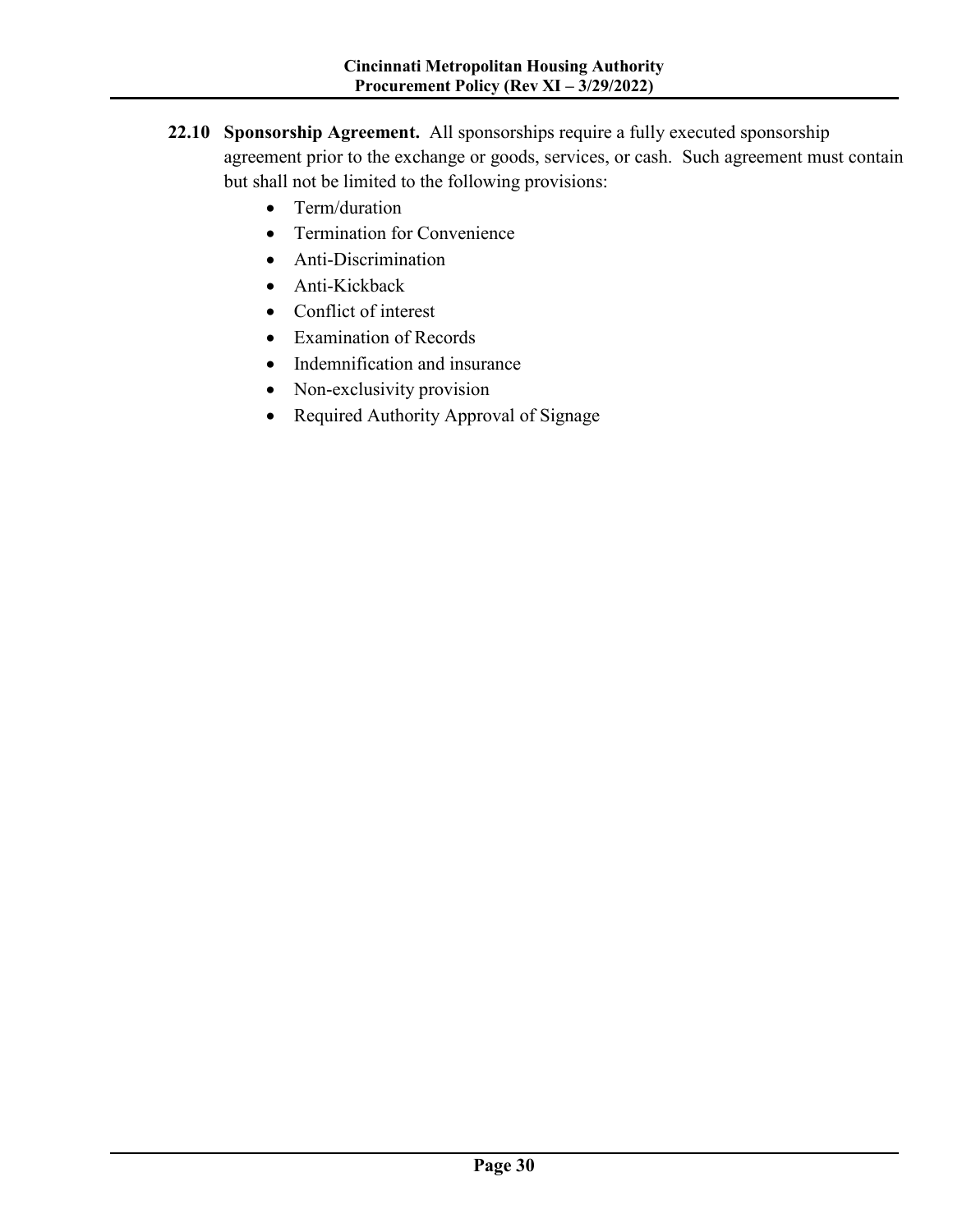**22.10 Sponsorship Agreement.** All sponsorships require a fully executed sponsorship agreement prior to the exchange or goods, services, or cash. Such agreement must contain but shall not be limited to the following provisions:

- Term/duration
- Termination for Convenience
- Anti-Discrimination
- Anti-Kickback
- Conflict of interest
- Examination of Records
- Indemnification and insurance
- Non-exclusivity provision
- Required Authority Approval of Signage